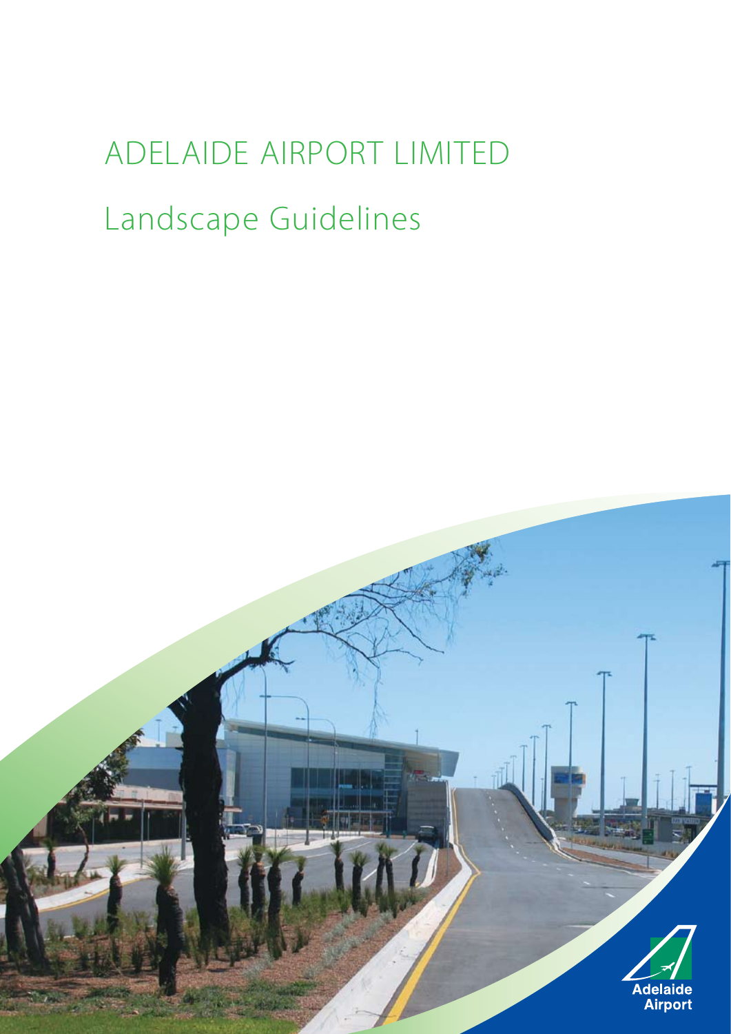# ADELAIDE AIRPORT LIMITED

## Landscape Guidelines

Adelaide Airport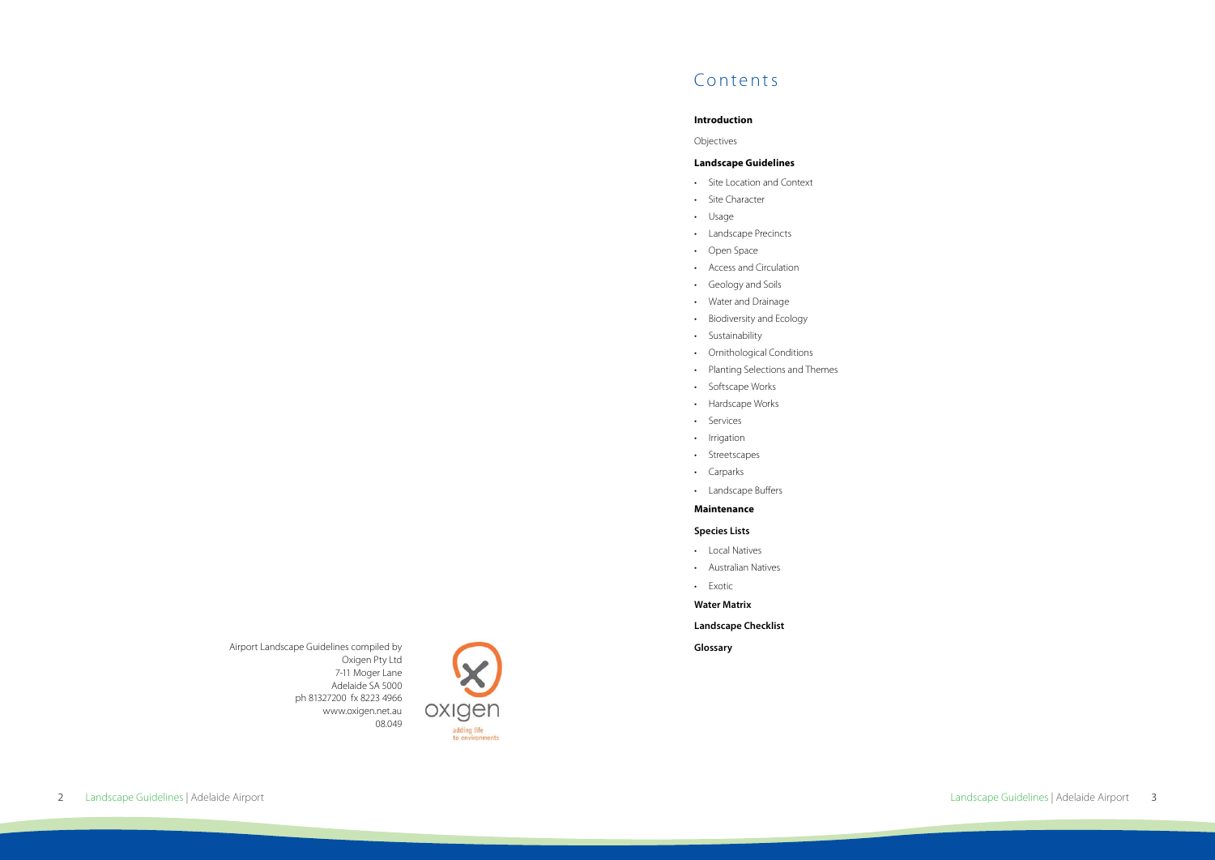Airport Landscape Guidelines compiled by
Oxigen Pty Ltd
7-11 Moger Lane
Adelaide SA 5000
ph 81327200 fx 8223 4966
www.oxigen.net.au
08.049

oxigen
adding life
to environments

# Contents

**Introduction**

Objectives

**Landscape Guidelines**

- Site Location and Context
- Site Character
- Usage
- Landscape Precincts
- Open Space
- Access and Circulation
- Geology and Soils
- Water and Drainage
- Biodiversity and Ecology
- Sustainability
- Ornithological Conditions
- Planting Selections and Themes
- Softscape Works
- Hardscape Works
- Services
- Irrigation
- Streetscapes
- Carparks
- Landscape Buffers

**Maintenance**

**Species Lists**

- Local Natives
- Australian Natives
- Exotic

**Water Matrix**

**Landscape Checklist**

**Glossary**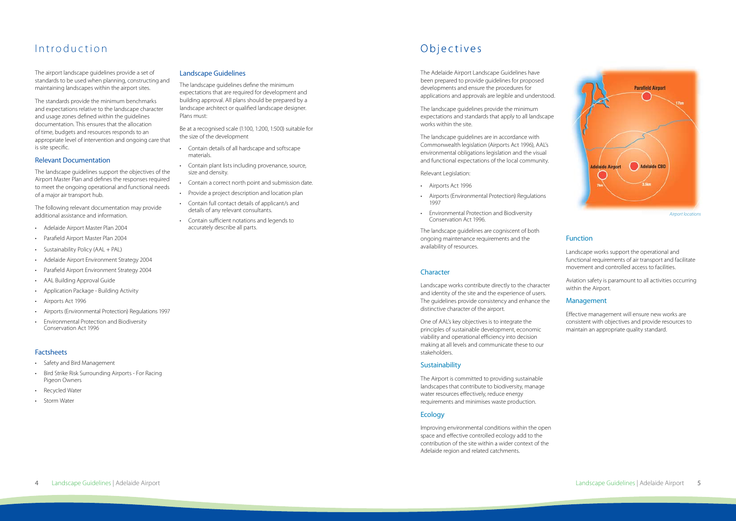# Introduction

The airport landscape guidelines provide a set of standards to be used when planning, constructing and maintaining landscapes within the airport sites.

The standards provide the minimum benchmarks and expectations relative to the landscape character and usage zones defined within the guidelines documentation. This ensures that the allocation of time, budgets and resources responds to an appropriate level of intervention and ongoing care that is site specific.

## Relevant Documentation

The landscape guidelines support the objectives of the Airport Master Plan and defines the responses required to meet the ongoing operational and functional needs of a major air transport hub.

The following relevant documentation may provide additional assistance and information.

- Adelaide Airport Master Plan 2004
- Parafield Airport Master Plan 2004
- Sustainability Policy (AAL + PAL)
- Adelaide Airport Environment Strategy 2004
- Parafield Airport Environment Strategy 2004
- AAL Building Approval Guide
- Application Package - Building Activity
- Airports Act 1996
- Airports (Environmental Protection) Regulations 1997
- Environmental Protection and Biodiversity Conservation Act 1996

## Factsheets

- Safety and Bird Management
- Bird Strike Risk Surrounding Airports - For Racing Pigeon Owners
- Recycled Water
- Storm Water

## Landscape Guidelines

The landscape guidelines define the minimum expectations that are required for development and building approval. All plans should be prepared by a landscape architect or qualified landscape designer. Plans must:

Be at a recognised scale (1:100, 1:200, 1:500) suitable for the size of the development

- Contain details of all hardscape and softscape materials.
- Contain plant lists including provenance, source, size and density.
- Contain a correct north point and submission date.
- Provide a project description and location plan
- Contain full contact details of applicant/s and details of any relevant consultants.
- Contain sufficient notations and legends to accurately describe all parts.

# Objectives

The Adelaide Airport Landscape Guidelines have been prepared to provide guidelines for proposed developments and ensure the procedures for applications and approvals are legible and understood.

The landscape guidelines provide the minimum expectations and standards that apply to all landscape works within the site.

The landscape guidelines are in accordance with Commonwealth legislation (Airports Act 1996), AAL's environmental obligations legislation and the visual and functional expectations of the local community.

Relevant Legislation:

- Airports Act 1996
- Airports (Environmental Protection) Regulations 1997
- Environmental Protection and Biodiversity Conservation Act 1996.

The landscape guidelines are cogniscent of both ongoing maintenance requirements and the availability of resources.

## Character

Landscape works contribute directly to the character and identity of the site and the experience of users. The guidelines provide consistency and enhance the distinctive character of the airport.

One of AAL's key objectives is to integrate the principles of sustainable development, economic viability and operational efficiency into decision making at all levels and communicate these to our stakeholders.

## Sustainability

The Airport is committed to providing sustainable landscapes that contribute to biodiversity, manage water resources effectively, reduce energy requirements and minimises waste production.

## Ecology

Improving environmental conditions within the open space and effective controlled ecology add to the contribution of the site within a wider context of the Adelaide region and related catchments.

Parafield Airport
17km
Adelaide Airport
Adelaide CBD
7km
3.8km

*Airport locations*

## Function

Landscape works support the operational and functional requirements of air transport and facilitate movement and controlled access to facilities.

Aviation safety is paramount to all activities occurring within the Airport.

## Management

Effective management will ensure new works are consistent with objectives and provide resources to maintain an appropriate quality standard.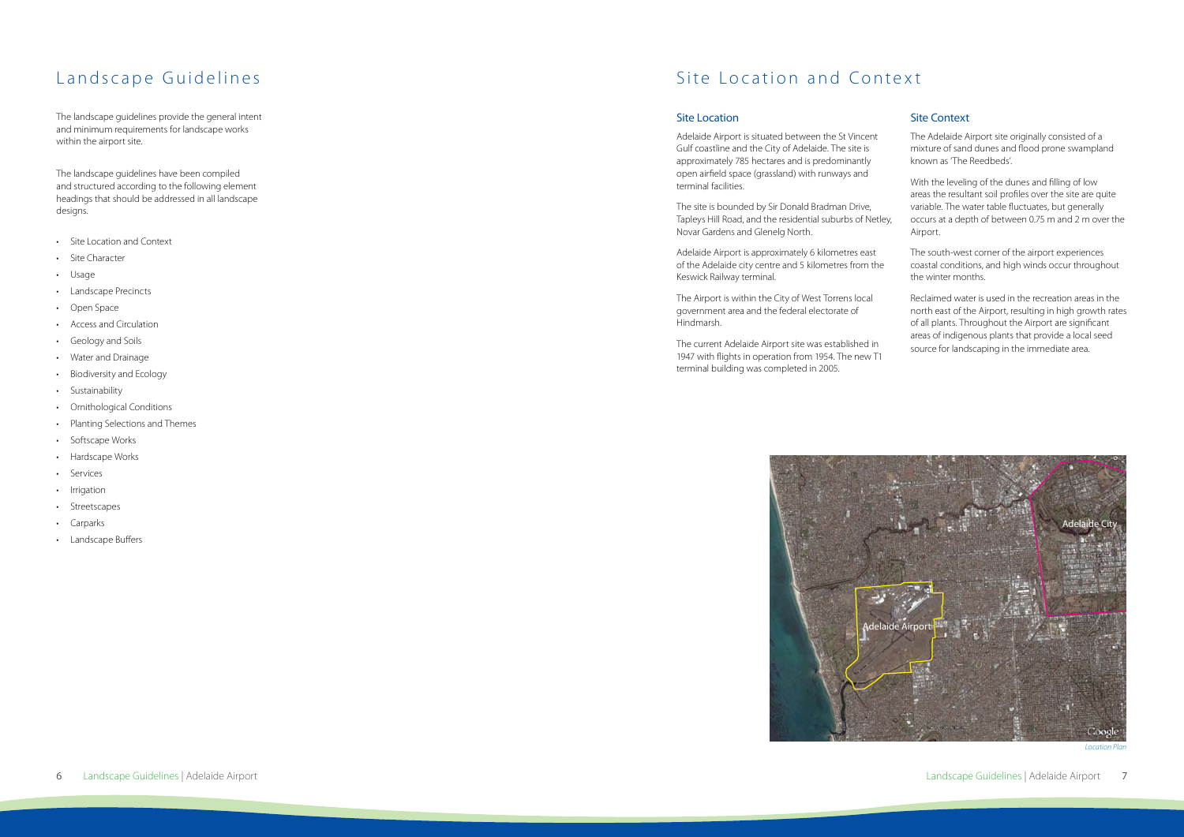# Landscape Guidelines

The landscape guidelines provide the general intent and minimum requirements for landscape works within the airport site.

The landscape guidelines have been compiled and structured according to the following element headings that should be addressed in all landscape designs.

- Site Location and Context
- Site Character
- Usage
- Landscape Precincts
- Open Space
- Access and Circulation
- Geology and Soils
- Water and Drainage
- Biodiversity and Ecology
- Sustainability
- Ornithological Conditions
- Planting Selections and Themes
- Softscape Works
- Hardscape Works
- Services
- Irrigation
- Streetscapes
- Carparks
- Landscape Buffers

# Site Location and Context

## Site Location

Adelaide Airport is situated between the St Vincent Gulf coastline and the City of Adelaide. The site is approximately 785 hectares and is predominantly open airfield space (grassland) with runways and terminal facilities.

The site is bounded by Sir Donald Bradman Drive, Tapleys Hill Road, and the residential suburbs of Netley, Novar Gardens and Glenelg North.

Adelaide Airport is approximately 6 kilometres east of the Adelaide city centre and 5 kilometres from the Keswick Railway terminal.

The Airport is within the City of West Torrens local government area and the federal electorate of Hindmarsh.

The current Adelaide Airport site was established in 1947 with flights in operation from 1954. The new T1 terminal building was completed in 2005.

## Site Context

The Adelaide Airport site originally consisted of a mixture of sand dunes and flood prone swampland known as 'The Reedbeds'.

With the leveling of the dunes and filling of low areas the resultant soil profiles over the site are quite variable. The water table fluctuates, but generally occurs at a depth of between 0.75 m and 2 m over the Airport.

The south-west corner of the airport experiences coastal conditions, and high winds occur throughout the winter months.

Reclaimed water is used in the recreation areas in the north east of the Airport, resulting in high growth rates of all plants. Throughout the Airport are significant areas of indigenous plants that provide a local seed source for landscaping in the immediate area.

Adelaide City

Adelaide Airport

Google

*Location Plan*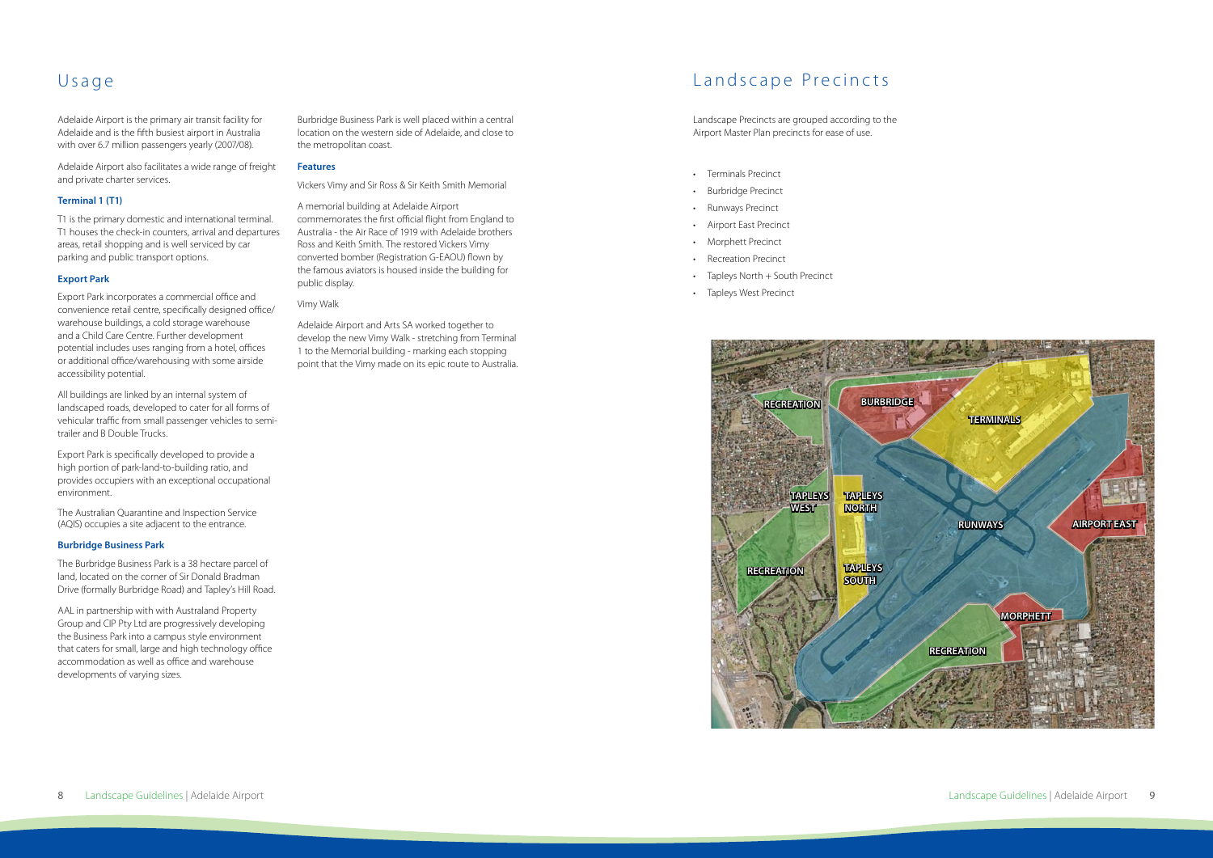# Usage

Adelaide Airport is the primary air transit facility for Adelaide and is the fifth busiest airport in Australia with over 6.7 million passengers yearly (2007/08).

Adelaide Airport also facilitates a wide range of freight and private charter services.

### Terminal 1 (T1)

T1 is the primary domestic and international terminal. T1 houses the check-in counters, arrival and departures areas, retail shopping and is well serviced by car parking and public transport options.

### Export Park

Export Park incorporates a commercial office and convenience retail centre, specifically designed office/ warehouse buildings, a cold storage warehouse and a Child Care Centre. Further development potential includes uses ranging from a hotel, offices or additional office/warehousing with some airside accessibility potential.

All buildings are linked by an internal system of landscaped roads, developed to cater for all forms of vehicular traffic from small passenger vehicles to semi-trailer and B Double Trucks.

Export Park is specifically developed to provide a high portion of park-land-to-building ratio, and provides occupiers with an exceptional occupational environment.

The Australian Quarantine and Inspection Service (AQIS) occupies a site adjacent to the entrance.

### Burbridge Business Park

The Burbridge Business Park is a 38 hectare parcel of land, located on the corner of Sir Donald Bradman Drive (formally Burbridge Road) and Tapley's Hill Road.

AAL in partnership with with Australand Property Group and CIP Pty Ltd are progressively developing the Business Park into a campus style environment that caters for small, large and high technology office accommodation as well as office and warehouse developments of varying sizes.

Burbridge Business Park is well placed within a central location on the western side of Adelaide, and close to the metropolitan coast.

### Features

Vickers Vimy and Sir Ross & Sir Keith Smith Memorial

A memorial building at Adelaide Airport commemorates the first official flight from England to Australia - the Air Race of 1919 with Adelaide brothers Ross and Keith Smith. The restored Vickers Vimy converted bomber (Registration G-EAOU) flown by the famous aviators is housed inside the building for public display.

Vimy Walk

Adelaide Airport and Arts SA worked together to develop the new Vimy Walk - stretching from Terminal 1 to the Memorial building - marking each stopping point that the Vimy made on its epic route to Australia.

# Landscape Precincts

Landscape Precincts are grouped according to the Airport Master Plan precincts for ease of use.

- Terminals Precinct
- Burbridge Precinct
- Runways Precinct
- Airport East Precinct
- Morphett Precinct
- Recreation Precinct
- Tapleys North + South Precinct
- Tapleys West Precinct

RECREATION
BURBRIDGE
TERMINALS
TAPLEYS WEST
TAPLEYS NORTH
RUNWAYS
AIRPORT EAST
RECREATION
TAPLEYS SOUTH
MORPHETT
RECREATION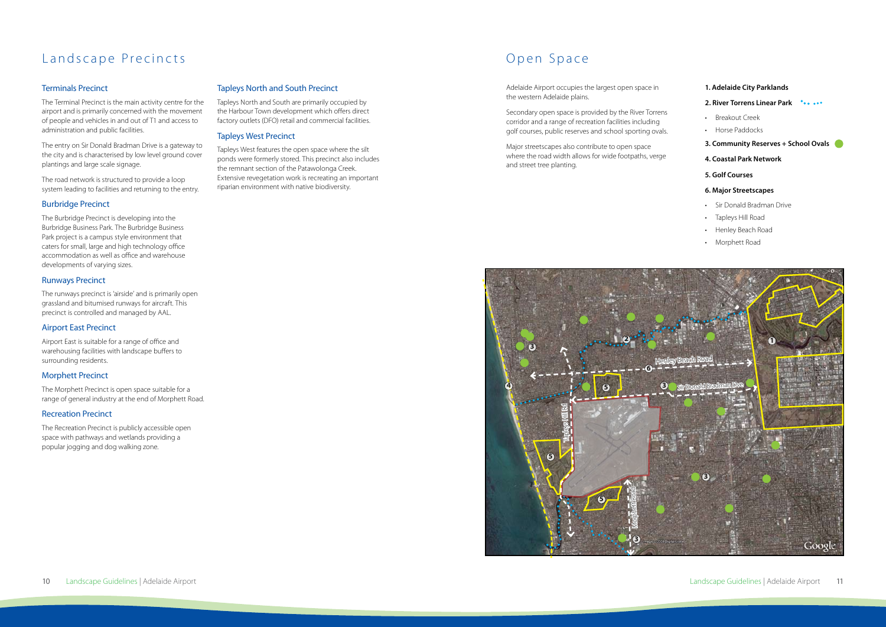# Landscape Precincts

## Terminals Precinct

The Terminal Precinct is the main activity centre for the airport and is primarily concerned with the movement of people and vehicles in and out of T1 and access to administration and public facilities.

The entry on Sir Donald Bradman Drive is a gateway to the city and is characterised by low level ground cover plantings and large scale signage.

The road network is structured to provide a loop system leading to facilities and returning to the entry.

## Burbridge Precinct

The Burbridge Precinct is developing into the Burbridge Business Park. The Burbridge Business Park project is a campus style environment that caters for small, large and high technology office accommodation as well as office and warehouse developments of varying sizes.

## Runways Precinct

The runways precinct is 'airside' and is primarily open grassland and bitumised runways for aircraft. This precinct is controlled and managed by AAL.

## Airport East Precinct

Airport East is suitable for a range of office and warehousing facilities with landscape buffers to surrounding residents.

## Morphett Precinct

The Morphett Precinct is open space suitable for a range of general industry at the end of Morphett Road.

## Recreation Precinct

The Recreation Precinct is publicly accessible open space with pathways and wetlands providing a popular jogging and dog walking zone.

## Tapleys North and South Precinct

Tapleys North and South are primarily occupied by the Harbour Town development which offers direct factory outlets (DFO) retail and commercial facilities.

## Tapleys West Precinct

Tapleys West features the open space where the silt ponds were formerly stored. This precinct also includes the remnant section of the Patawolonga Creek. Extensive revegetation work is recreating an important riparian environment with native biodiversity.

# Open Space

Adelaide Airport occupies the largest open space in the western Adelaide plains.

Secondary open space is provided by the River Torrens corridor and a range of recreation facilities including golf courses, public reserves and school sporting ovals.

Major streetscapes also contribute to open space where the road width allows for wide footpaths, verge and street tree planting.

**1. Adelaide City Parklands**

**2. River Torrens Linear Park**

- Breakout Creek
- Horse Paddocks

**3. Community Reserves + School Ovals**

**4. Coastal Park Network**

**5. Golf Courses**

**6. Major Streetscapes**

- Sir Donald Bradman Drive
- Tapleys Hill Road
- Henley Beach Road
- Morphett Road

Henley Beach Road
Sir Donald Bradman Dve
Tapleys Hill Rd
Morphett Road
1
2
3
4
5
6
Google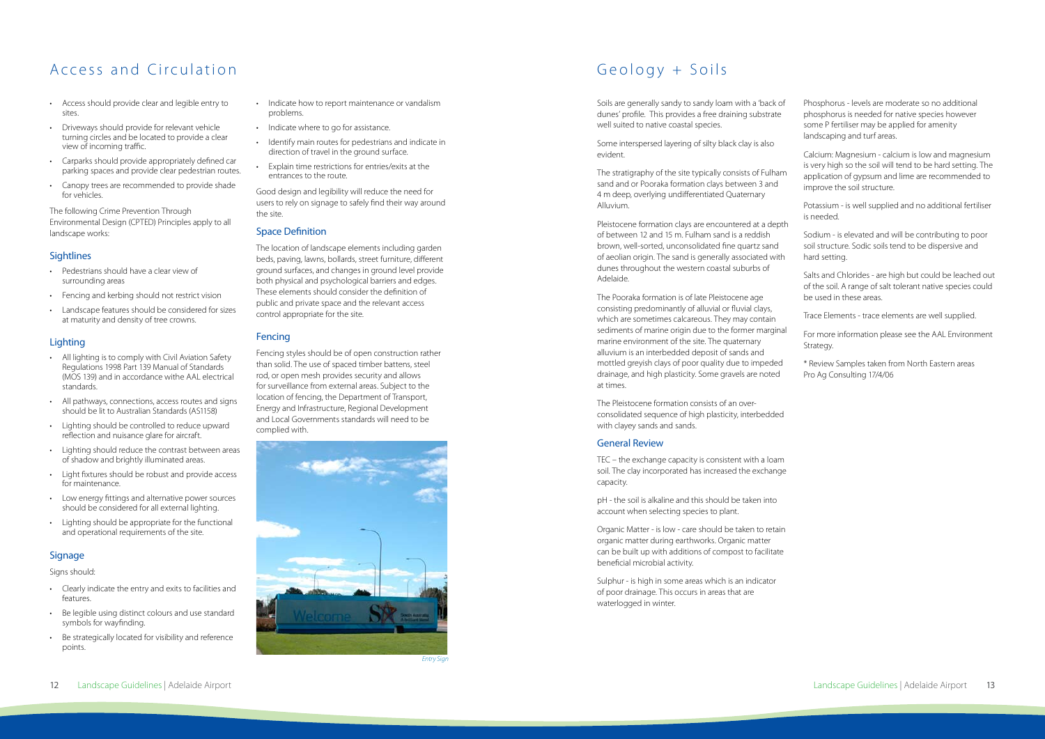# Access and Circulation

- Access should provide clear and legible entry to sites.
- Driveways should provide for relevant vehicle turning circles and be located to provide a clear view of incoming traffic.
- Carparks should provide appropriately defined car parking spaces and provide clear pedestrian routes.
- Canopy trees are recommended to provide shade for vehicles.

The following Crime Prevention Through Environmental Design (CPTED) Principles apply to all landscape works:

## Sightlines

- Pedestrians should have a clear view of surrounding areas
- Fencing and kerbing should not restrict vision
- Landscape features should be considered for sizes at maturity and density of tree crowns.

## Lighting

- All lighting is to comply with Civil Aviation Safety Regulations 1998 Part 139 Manual of Standards (MOS 139) and in accordance withe AAL electrical standards.
- All pathways, connections, access routes and signs should be lit to Australian Standards (AS1158)
- Lighting should be controlled to reduce upward reflection and nuisance glare for aircraft.
- Lighting should reduce the contrast between areas of shadow and brightly illuminated areas.
- Light fixtures should be robust and provide access for maintenance.
- Low energy fittings and alternative power sources should be considered for all external lighting.
- Lighting should be appropriate for the functional and operational requirements of the site.

## Signage

Signs should:

- Clearly indicate the entry and exits to facilities and features.
- Be legible using distinct colours and use standard symbols for wayfinding.
- Be strategically located for visibility and reference points.
- Indicate how to report maintenance or vandalism problems.
- Indicate where to go for assistance.
- Identify main routes for pedestrians and indicate in direction of travel in the ground surface.
- Explain time restrictions for entries/exits at the entrances to the route.

Good design and legibility will reduce the need for users to rely on signage to safely find their way around the site.

## Space Definition

The location of landscape elements including garden beds, paving, lawns, bollards, street furniture, different ground surfaces, and changes in ground level provide both physical and psychological barriers and edges. These elements should consider the definition of public and private space and the relevant access control appropriate for the site.

## Fencing

Fencing styles should be of open construction rather than solid. The use of spaced timber battens, steel rod, or open mesh provides security and allows for surveillance from external areas. Subject to the location of fencing, the Department of Transport, Energy and Infrastructure, Regional Development and Local Governments standards will need to be complied with.

*Entry Sign*

# Geology + Soils

Soils are generally sandy to sandy loam with a 'back of dunes' profile. This provides a free draining substrate well suited to native coastal species.

Some interspersed layering of silty black clay is also evident.

The stratigraphy of the site typically consists of Fulham sand and or Pooraka formation clays between 3 and 4 m deep, overlying undifferentiated Quaternary Alluvium.

Pleistocene formation clays are encountered at a depth of between 12 and 15 m. Fulham sand is a reddish brown, well-sorted, unconsolidated fine quartz sand of aeolian origin. The sand is generally associated with dunes throughout the western coastal suburbs of Adelaide.

The Pooraka formation is of late Pleistocene age consisting predominantly of alluvial or fluvial clays, which are sometimes calcareous. They may contain sediments of marine origin due to the former marginal marine environment of the site. The quaternary alluvium is an interbedded deposit of sands and mottled greyish clays of poor quality due to impeded drainage, and high plasticity. Some gravels are noted at times.

The Pleistocene formation consists of an over-consolidated sequence of high plasticity, interbedded with clayey sands and sands.

## General Review

TEC – the exchange capacity is consistent with a loam soil. The clay incorporated has increased the exchange capacity.

pH - the soil is alkaline and this should be taken into account when selecting species to plant.

Organic Matter - is low - care should be taken to retain organic matter during earthworks. Organic matter can be built up with additions of compost to facilitate beneficial microbial activity.

Sulphur - is high in some areas which is an indicator of poor drainage. This occurs in areas that are waterlogged in winter.

Phosphorus - levels are moderate so no additional phosphorus is needed for native species however some P fertiliser may be applied for amenity landscaping and turf areas.

Calcium: Magnesium - calcium is low and magnesium is very high so the soil will tend to be hard setting. The application of gypsum and lime are recommended to improve the soil structure.

Potassium - is well supplied and no additional fertiliser is needed.

Sodium - is elevated and will be contributing to poor soil structure. Sodic soils tend to be dispersive and hard setting.

Salts and Chlorides - are high but could be leached out of the soil. A range of salt tolerant native species could be used in these areas.

Trace Elements - trace elements are well supplied.

For more information please see the AAL Environment Strategy.

* Review Samples taken from North Eastern areas Pro Ag Consulting 17/4/06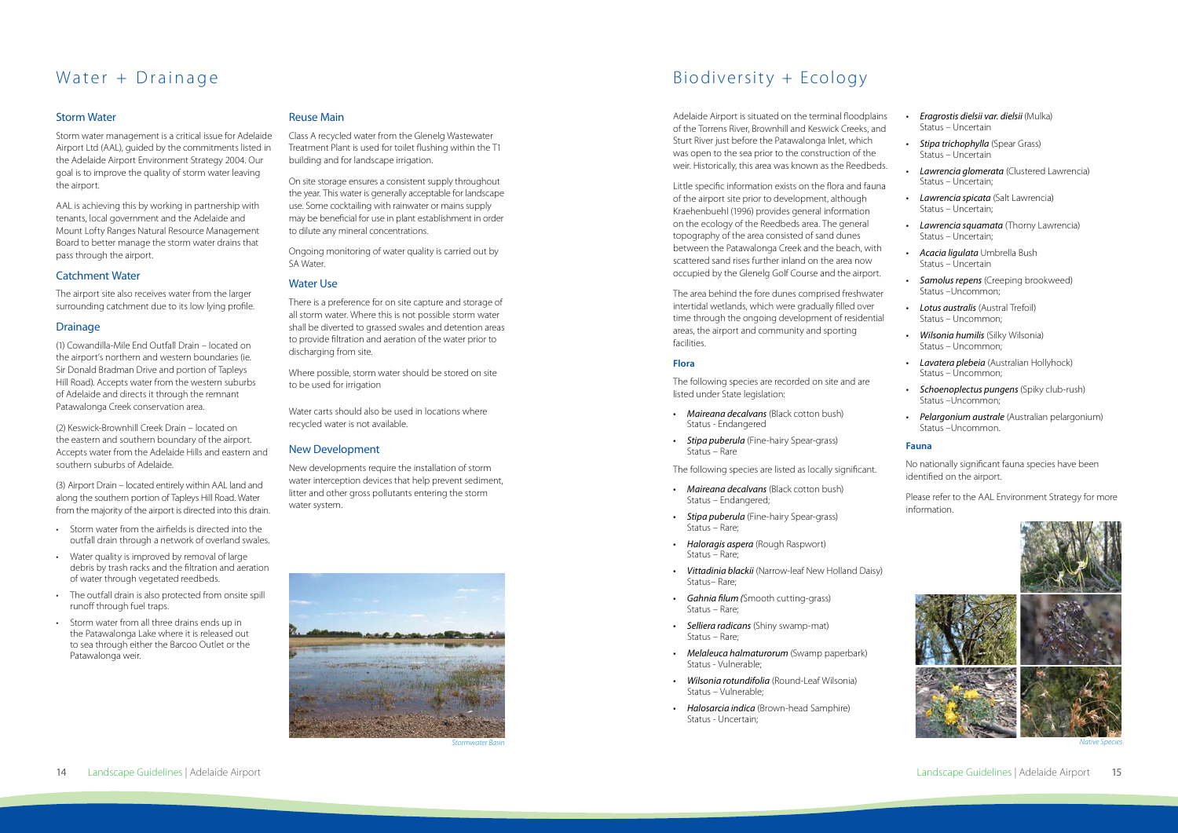# Water + Drainage

## Storm Water

Storm water management is a critical issue for Adelaide Airport Ltd (AAL), guided by the commitments listed in the Adelaide Airport Environment Strategy 2004. Our goal is to improve the quality of storm water leaving the airport.

AAL is achieving this by working in partnership with tenants, local government and the Adelaide and Mount Lofty Ranges Natural Resource Management Board to better manage the storm water drains that pass through the airport.

## Catchment Water

The airport site also receives water from the larger surrounding catchment due to its low lying profile.

## Drainage

(1) Cowandilla-Mile End Outfall Drain – located on the airport's northern and western boundaries (ie. Sir Donald Bradman Drive and portion of Tapleys Hill Road). Accepts water from the western suburbs of Adelaide and directs it through the remnant Patawalonga Creek conservation area.

(2) Keswick-Brownhill Creek Drain – located on the eastern and southern boundary of the airport. Accepts water from the Adelaide Hills and eastern and southern suburbs of Adelaide.

(3) Airport Drain – located entirely within AAL land and along the southern portion of Tapleys Hill Road. Water from the majority of the airport is directed into this drain.

- Storm water from the airfields is directed into the outfall drain through a network of overland swales.
- Water quality is improved by removal of large debris by trash racks and the filtration and aeration of water through vegetated reedbeds.
- The outfall drain is also protected from onsite spill runoff through fuel traps.
- Storm water from all three drains ends up in the Patawalonga Lake where it is released out to sea through either the Barcoo Outlet or the Patawalonga weir.

## Reuse Main

Class A recycled water from the Glenelg Wastewater Treatment Plant is used for toilet flushing within the T1 building and for landscape irrigation.

On site storage ensures a consistent supply throughout the year. This water is generally acceptable for landscape use. Some cocktailing with rainwater or mains supply may be beneficial for use in plant establishment in order to dilute any mineral concentrations.

Ongoing monitoring of water quality is carried out by SA Water.

## Water Use

There is a preference for on site capture and storage of all storm water. Where this is not possible storm water shall be diverted to grassed swales and detention areas to provide filtration and aeration of the water prior to discharging from site.

Where possible, storm water should be stored on site to be used for irrigation

Water carts should also be used in locations where recycled water is not available.

## New Development

New developments require the installation of storm water interception devices that help prevent sediment, litter and other gross pollutants entering the storm water system.

Stormwater Basin

# Biodiversity + Ecology

Adelaide Airport is situated on the terminal floodplains of the Torrens River, Brownhill and Keswick Creeks, and Sturt River just before the Patawalonga Inlet, which was open to the sea prior to the construction of the weir. Historically, this area was known as the Reedbeds.

Little specific information exists on the flora and fauna of the airport site prior to development, although Kraehenbuehl (1996) provides general information on the ecology of the Reedbeds area. The general topography of the area consisted of sand dunes between the Patawalonga Creek and the beach, with scattered sand rises further inland on the area now occupied by the Glenelg Golf Course and the airport.

The area behind the fore dunes comprised freshwater intertidal wetlands, which were gradually filled over time through the ongoing development of residential areas, the airport and community and sporting facilities.

### Flora

The following species are recorded on site and are listed under State legislation:

- ***Maireana decalvans*** (Black cotton bush) Status - Endangered
- ***Stipa puberula*** (Fine-hairy Spear-grass) Status – Rare

The following species are listed as locally significant.

- ***Maireana decalvans*** (Black cotton bush) Status – Endangered;
- ***Stipa puberula*** (Fine-hairy Spear-grass) Status – Rare;
- ***Haloragis aspera*** (Rough Raspwort) Status – Rare;
- ***Vittadinia blackii*** (Narrow-leaf New Holland Daisy) Status– Rare;
- ***Gahnia filum*** (Smooth cutting-grass) Status – Rare;
- ***Selliera radicans*** (Shiny swamp-mat) Status – Rare;
- ***Melaleuca halmaturorum*** (Swamp paperbark) Status - Vulnerable;
- ***Wilsonia rotundifolia*** (Round-Leaf Wilsonia) Status – Vulnerable;
- ***Halosarcia indica*** (Brown-head Samphire) Status - Uncertain;
- ***Eragrostis dielsii var. dielsii*** (Mulka) Status – Uncertain
- ***Stipa trichophylla*** (Spear Grass) Status – Uncertain
- ***Lawrencia glomerata*** (Clustered Lawrencia) Status – Uncertain;
- ***Lawrencia spicata*** (Salt Lawrencia) Status – Uncertain;
- ***Lawrencia squamata*** (Thorny Lawrencia) Status – Uncertain;
- ***Acacia ligulata*** Umbrella Bush Status – Uncertain
- ***Samolus repens*** (Creeping brookweed) Status –Uncommon;
- ***Lotus australis*** (Austral Trefoil) Status – Uncommon;
- ***Wilsonia humilis*** (Silky Wilsonia) Status – Uncommon;
- ***Lavatera plebeia*** (Australian Hollyhock) Status – Uncommon;
- ***Schoenoplectus pungens*** (Spiky club-rush) Status –Uncommon;
- ***Pelargonium australe*** (Australian pelargonium) Status –Uncommon.

### Fauna

No nationally significant fauna species have been identified on the airport.

Please refer to the AAL Environment Strategy for more information.

Native Species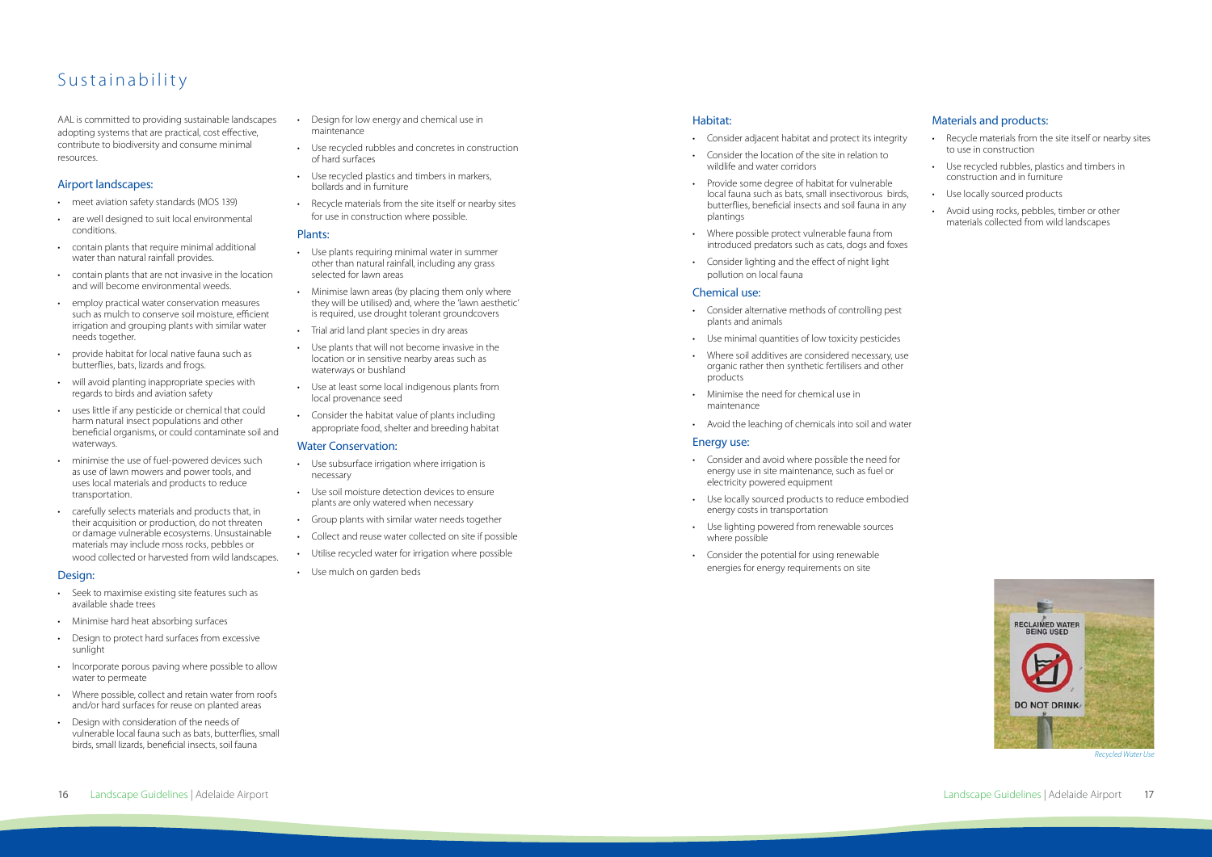# Sustainability

AAL is committed to providing sustainable landscapes adopting systems that are practical, cost effective, contribute to biodiversity and consume minimal resources.

## Airport landscapes:

- meet aviation safety standards (MOS 139)
- are well designed to suit local environmental conditions.
- contain plants that require minimal additional water than natural rainfall provides.
- contain plants that are not invasive in the location and will become environmental weeds.
- employ practical water conservation measures such as mulch to conserve soil moisture, efficient irrigation and grouping plants with similar water needs together.
- provide habitat for local native fauna such as butterflies, bats, lizards and frogs.
- will avoid planting inappropriate species with regards to birds and aviation safety
- uses little if any pesticide or chemical that could harm natural insect populations and other beneficial organisms, or could contaminate soil and waterways.
- minimise the use of fuel-powered devices such as use of lawn mowers and power tools, and uses local materials and products to reduce transportation.
- carefully selects materials and products that, in their acquisition or production, do not threaten or damage vulnerable ecosystems. Unsustainable materials may include moss rocks, pebbles or wood collected or harvested from wild landscapes.

## Design:

- Seek to maximise existing site features such as available shade trees
- Minimise hard heat absorbing surfaces
- Design to protect hard surfaces from excessive sunlight
- Incorporate porous paving where possible to allow water to permeate
- Where possible, collect and retain water from roofs and/or hard surfaces for reuse on planted areas
- Design with consideration of the needs of vulnerable local fauna such as bats, butterflies, small birds, small lizards, beneficial insects, soil fauna
- Design for low energy and chemical use in maintenance
- Use recycled rubbles and concretes in construction of hard surfaces
- Use recycled plastics and timbers in markers, bollards and in furniture
- Recycle materials from the site itself or nearby sites for use in construction where possible.

## Plants:

- Use plants requiring minimal water in summer other than natural rainfall, including any grass selected for lawn areas
- Minimise lawn areas (by placing them only where they will be utilised) and, where the 'lawn aesthetic' is required, use drought tolerant groundcovers
- Trial arid land plant species in dry areas
- Use plants that will not become invasive in the location or in sensitive nearby areas such as waterways or bushland
- Use at least some local indigenous plants from local provenance seed
- Consider the habitat value of plants including appropriate food, shelter and breeding habitat

## Water Conservation:

- Use subsurface irrigation where irrigation is necessary
- Use soil moisture detection devices to ensure plants are only watered when necessary
- Group plants with similar water needs together
- Collect and reuse water collected on site if possible
- Utilise recycled water for irrigation where possible
- Use mulch on garden beds

## Habitat:

- Consider adjacent habitat and protect its integrity
- Consider the location of the site in relation to wildlife and water corridors
- Provide some degree of habitat for vulnerable local fauna such as bats, small insectivorous birds, butterflies, beneficial insects and soil fauna in any plantings
- Where possible protect vulnerable fauna from introduced predators such as cats, dogs and foxes
- Consider lighting and the effect of night light pollution on local fauna

## Chemical use:

- Consider alternative methods of controlling pest plants and animals
- Use minimal quantities of low toxicity pesticides
- Where soil additives are considered necessary, use organic rather then synthetic fertilisers and other products
- Minimise the need for chemical use in maintenance
- Avoid the leaching of chemicals into soil and water

## Energy use:

- Consider and avoid where possible the need for energy use in site maintenance, such as fuel or electricity powered equipment
- Use locally sourced products to reduce embodied energy costs in transportation
- Use lighting powered from renewable sources where possible
- Consider the potential for using renewable energies for energy requirements on site

## Materials and products:

- Recycle materials from the site itself or nearby sites to use in construction
- Use recycled rubbles, plastics and timbers in construction and in furniture
- Use locally sourced products
- Avoid using rocks, pebbles, timber or other materials collected from wild landscapes

RECLAIMED WATER BEING USED

DO NOT DRINK

*Recycled Water Use*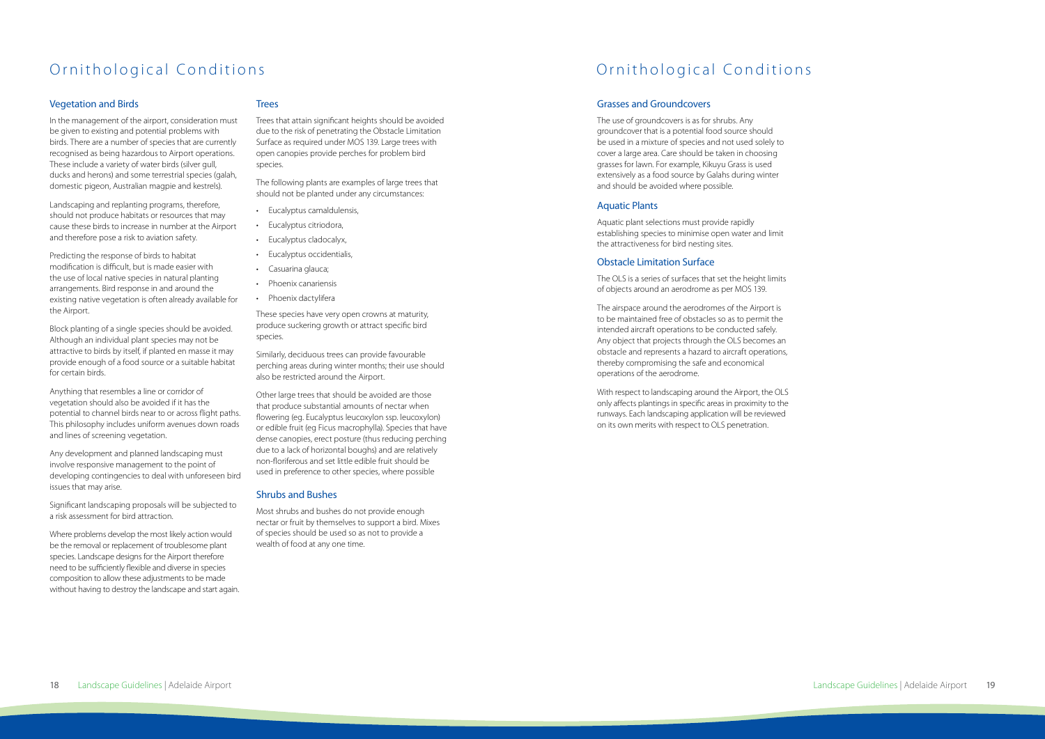# Ornithological Conditions

## Vegetation and Birds

In the management of the airport, consideration must be given to existing and potential problems with birds. There are a number of species that are currently recognised as being hazardous to Airport operations. These include a variety of water birds (silver gull, ducks and herons) and some terrestrial species (galah, domestic pigeon, Australian magpie and kestrels).

Landscaping and replanting programs, therefore, should not produce habitats or resources that may cause these birds to increase in number at the Airport and therefore pose a risk to aviation safety.

Predicting the response of birds to habitat modification is difficult, but is made easier with the use of local native species in natural planting arrangements. Bird response in and around the existing native vegetation is often already available for the Airport.

Block planting of a single species should be avoided. Although an individual plant species may not be attractive to birds by itself, if planted en masse it may provide enough of a food source or a suitable habitat for certain birds.

Anything that resembles a line or corridor of vegetation should also be avoided if it has the potential to channel birds near to or across flight paths. This philosophy includes uniform avenues down roads and lines of screening vegetation.

Any development and planned landscaping must involve responsive management to the point of developing contingencies to deal with unforeseen bird issues that may arise.

Significant landscaping proposals will be subjected to a risk assessment for bird attraction.

Where problems develop the most likely action would be the removal or replacement of troublesome plant species. Landscape designs for the Airport therefore need to be sufficiently flexible and diverse in species composition to allow these adjustments to be made without having to destroy the landscape and start again.

## Trees

Trees that attain significant heights should be avoided due to the risk of penetrating the Obstacle Limitation Surface as required under MOS 139. Large trees with open canopies provide perches for problem bird species.

The following plants are examples of large trees that should not be planted under any circumstances:

- Eucalyptus camaldulensis,
- Eucalyptus citriodora,
- Eucalyptus cladocalyx,
- Eucalyptus occidentialis,
- Casuarina glauca;
- Phoenix canariensis
- Phoenix dactylifera

These species have very open crowns at maturity, produce suckering growth or attract specific bird species.

Similarly, deciduous trees can provide favourable perching areas during winter months; their use should also be restricted around the Airport.

Other large trees that should be avoided are those that produce substantial amounts of nectar when flowering (eg. Eucalyptus leucoxylon ssp. leucoxylon) or edible fruit (eg Ficus macrophylla). Species that have dense canopies, erect posture (thus reducing perching due to a lack of horizontal boughs) and are relatively non-floriferous and set little edible fruit should be used in preference to other species, where possible

## Shrubs and Bushes

Most shrubs and bushes do not provide enough nectar or fruit by themselves to support a bird. Mixes of species should be used so as not to provide a wealth of food at any one time.

# Ornithological Conditions

## Grasses and Groundcovers

The use of groundcovers is as for shrubs. Any groundcover that is a potential food source should be used in a mixture of species and not used solely to cover a large area. Care should be taken in choosing grasses for lawn. For example, Kikuyu Grass is used extensively as a food source by Galahs during winter and should be avoided where possible.

## Aquatic Plants

Aquatic plant selections must provide rapidly establishing species to minimise open water and limit the attractiveness for bird nesting sites.

## Obstacle Limitation Surface

The OLS is a series of surfaces that set the height limits of objects around an aerodrome as per MOS 139.

The airspace around the aerodromes of the Airport is to be maintained free of obstacles so as to permit the intended aircraft operations to be conducted safely. Any object that projects through the OLS becomes an obstacle and represents a hazard to aircraft operations, thereby compromising the safe and economical operations of the aerodrome.

With respect to landscaping around the Airport, the OLS only affects plantings in specific areas in proximity to the runways. Each landscaping application will be reviewed on its own merits with respect to OLS penetration.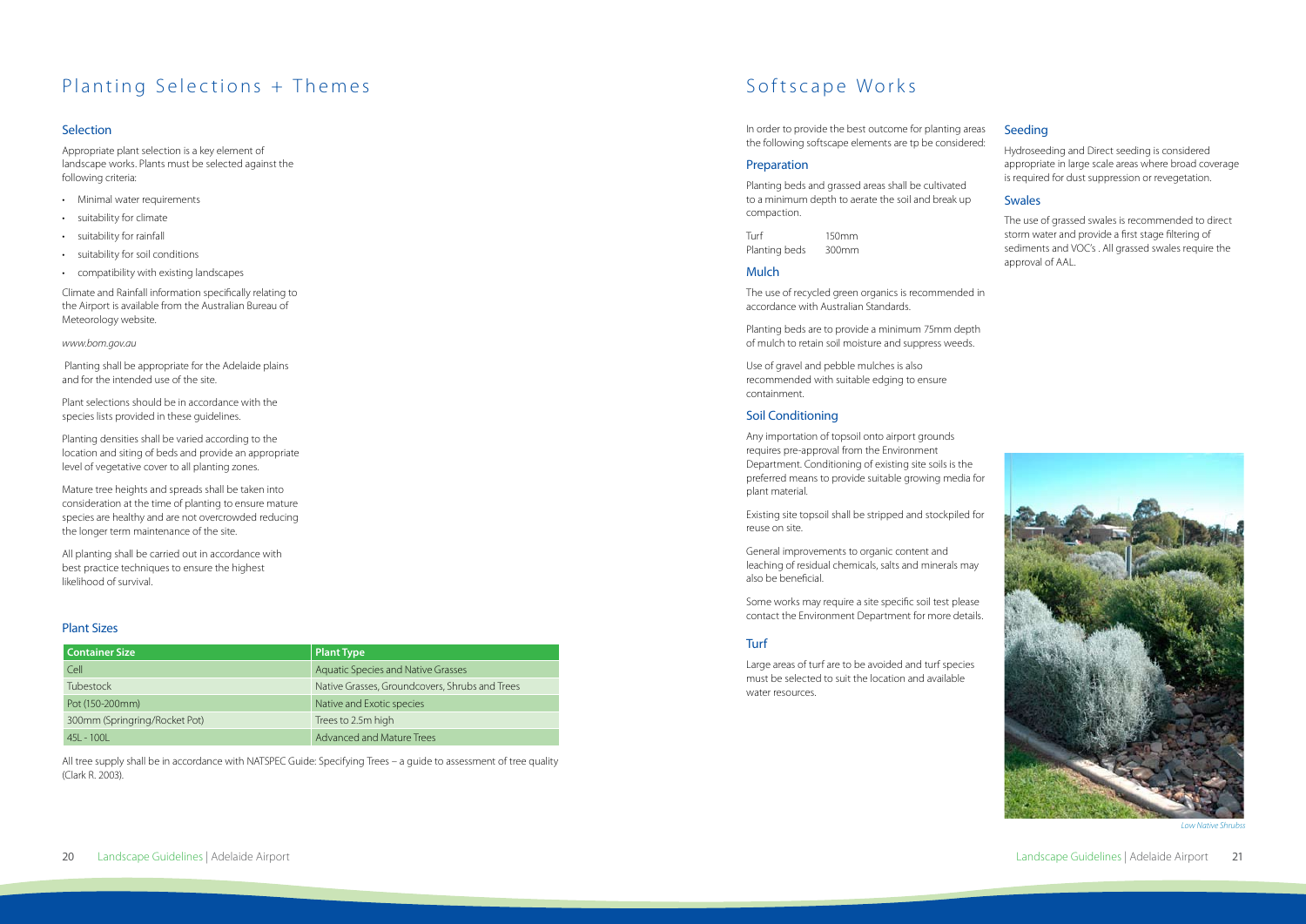# Planting Selections + Themes

## Selection

Appropriate plant selection is a key element of landscape works. Plants must be selected against the following criteria:

- Minimal water requirements
- suitability for climate
- suitability for rainfall
- suitability for soil conditions
- compatibility with existing landscapes

Climate and Rainfall information specifically relating to the Airport is available from the Australian Bureau of Meteorology website.

*www.bom.gov.au*

Planting shall be appropriate for the Adelaide plains and for the intended use of the site.

Plant selections should be in accordance with the species lists provided in these guidelines.

Planting densities shall be varied according to the location and siting of beds and provide an appropriate level of vegetative cover to all planting zones.

Mature tree heights and spreads shall be taken into consideration at the time of planting to ensure mature species are healthy and are not overcrowded reducing the longer term maintenance of the site.

All planting shall be carried out in accordance with best practice techniques to ensure the highest likelihood of survival.

## Plant Sizes

| Container Size | Plant Type |
|---|---|
| Cell | Aquatic Species and Native Grasses |
| Tubestock | Native Grasses, Groundcovers, Shrubs and Trees |
| Pot (150-200mm) | Native and Exotic species |
| 300mm (Springring/Rocket Pot) | Trees to 2.5m high |
| 45L - 100L | Advanced and Mature Trees |

All tree supply shall be in accordance with NATSPEC Guide: Specifying Trees – a guide to assessment of tree quality (Clark R. 2003).

# Softscape Works

In order to provide the best outcome for planting areas the following softscape elements are tp be considered:

## Preparation

Planting beds and grassed areas shall be cultivated to a minimum depth to aerate the soil and break up compaction.

| | |
|---|---|
| Turf | 150mm |
| Planting beds | 300mm |

## Mulch

The use of recycled green organics is recommended in accordance with Australian Standards.

Planting beds are to provide a minimum 75mm depth of mulch to retain soil moisture and suppress weeds.

Use of gravel and pebble mulches is also recommended with suitable edging to ensure containment.

## Soil Conditioning

Any importation of topsoil onto airport grounds requires pre-approval from the Environment Department. Conditioning of existing site soils is the preferred means to provide suitable growing media for plant material.

Existing site topsoil shall be stripped and stockpiled for reuse on site.

General improvements to organic content and leaching of residual chemicals, salts and minerals may also be beneficial.

Some works may require a site specific soil test please contact the Environment Department for more details.

## Turf

Large areas of turf are to be avoided and turf species must be selected to suit the location and available water resources.

## Seeding

Hydroseeding and Direct seeding is considered appropriate in large scale areas where broad coverage is required for dust suppression or revegetation.

## Swales

The use of grassed swales is recommended to direct storm water and provide a first stage filtering of sediments and VOC's . All grassed swales require the approval of AAL.

*Low Native Shrubss*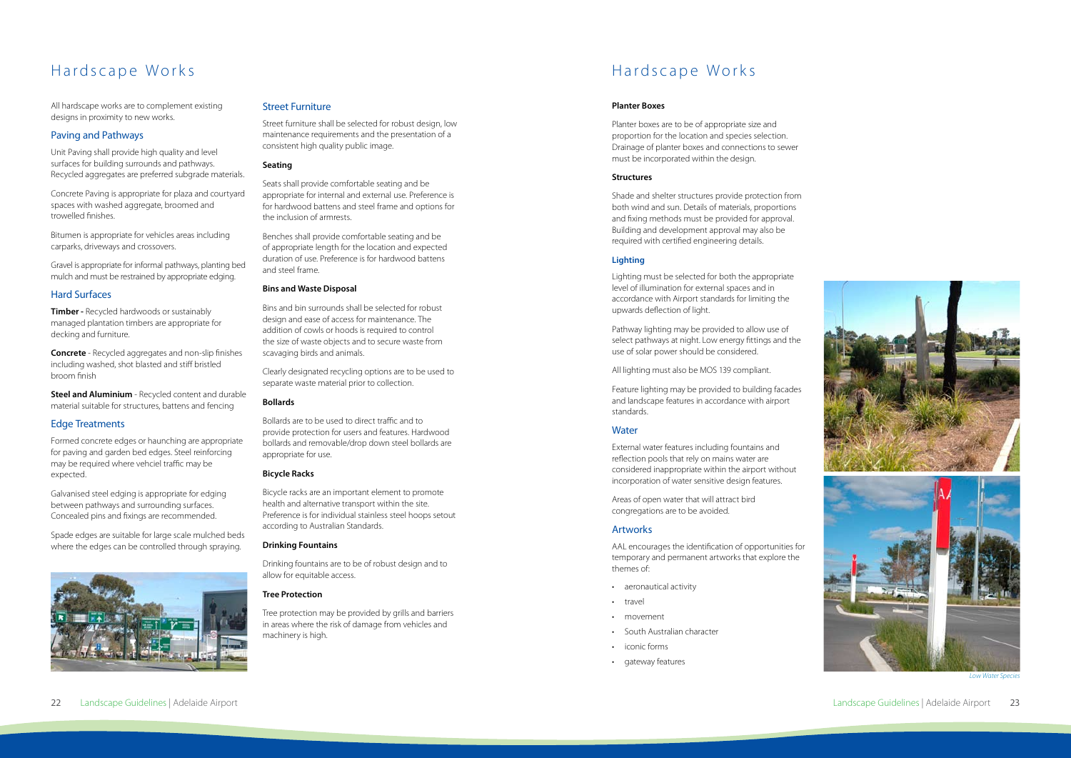# Hardscape Works

All hardscape works are to complement existing designs in proximity to new works.

## Paving and Pathways

Unit Paving shall provide high quality and level surfaces for building surrounds and pathways. Recycled aggregates are preferred subgrade materials.

Concrete Paving is appropriate for plaza and courtyard spaces with washed aggregate, broomed and trowelled finishes.

Bitumen is appropriate for vehicles areas including carparks, driveways and crossovers.

Gravel is appropriate for informal pathways, planting bed mulch and must be restrained by appropriate edging.

## Hard Surfaces

**Timber -** Recycled hardwoods or sustainably managed plantation timbers are appropriate for decking and furniture.

**Concrete** - Recycled aggregates and non-slip finishes including washed, shot blasted and stiff bristled broom finish

**Steel and Aluminium** - Recycled content and durable material suitable for structures, battens and fencing

## Edge Treatments

Formed concrete edges or haunching are appropriate for paving and garden bed edges. Steel reinforcing may be required where vehciel traffic may be expected.

Galvanised steel edging is appropriate for edging between pathways and surrounding surfaces. Concealed pins and fixings are recommended.

Spade edges are suitable for large scale mulched beds where the edges can be controlled through spraying.

## Street Furniture

Street furniture shall be selected for robust design, low maintenance requirements and the presentation of a consistent high quality public image.

### Seating

Seats shall provide comfortable seating and be appropriate for internal and external use. Preference is for hardwood battens and steel frame and options for the inclusion of armrests.

Benches shall provide comfortable seating and be of appropriate length for the location and expected duration of use. Preference is for hardwood battens and steel frame.

### Bins and Waste Disposal

Bins and bin surrounds shall be selected for robust design and ease of access for maintenance. The addition of cowls or hoods is required to control the size of waste objects and to secure waste from scavaging birds and animals.

Clearly designated recycling options are to be used to separate waste material prior to collection.

### Bollards

Bollards are to be used to direct traffic and to provide protection for users and features. Hardwood bollards and removable/drop down steel bollards are appropriate for use.

### Bicycle Racks

Bicycle racks are an important element to promote health and alternative transport within the site. Preference is for individual stainless steel hoops setout according to Australian Standards.

### Drinking Fountains

Drinking fountains are to be of robust design and to allow for equitable access.

### Tree Protection

Tree protection may be provided by grills and barriers in areas where the risk of damage from vehicles and machinery is high.

# Hardscape Works

### Planter Boxes

Planter boxes are to be of appropriate size and proportion for the location and species selection. Drainage of planter boxes and connections to sewer must be incorporated within the design.

### Structures

Shade and shelter structures provide protection from both wind and sun. Details of materials, proportions and fixing methods must be provided for approval. Building and development approval may also be required with certified engineering details.

### Lighting

Lighting must be selected for both the appropriate level of illumination for external spaces and in accordance with Airport standards for limiting the upwards deflection of light.

Pathway lighting may be provided to allow use of select pathways at night. Low energy fittings and the use of solar power should be considered.

All lighting must also be MOS 139 compliant.

Feature lighting may be provided to building facades and landscape features in accordance with airport standards.

## Water

External water features including fountains and reflection pools that rely on mains water are considered inappropriate within the airport without incorporation of water sensitive design features.

Areas of open water that will attract bird congregations are to be avoided.

## Artworks

AAL encourages the identification of opportunities for temporary and permanent artworks that explore the themes of:

- aeronautical activity
- travel
- movement
- South Australian character
- iconic forms
- gateway features

*Low Water Species*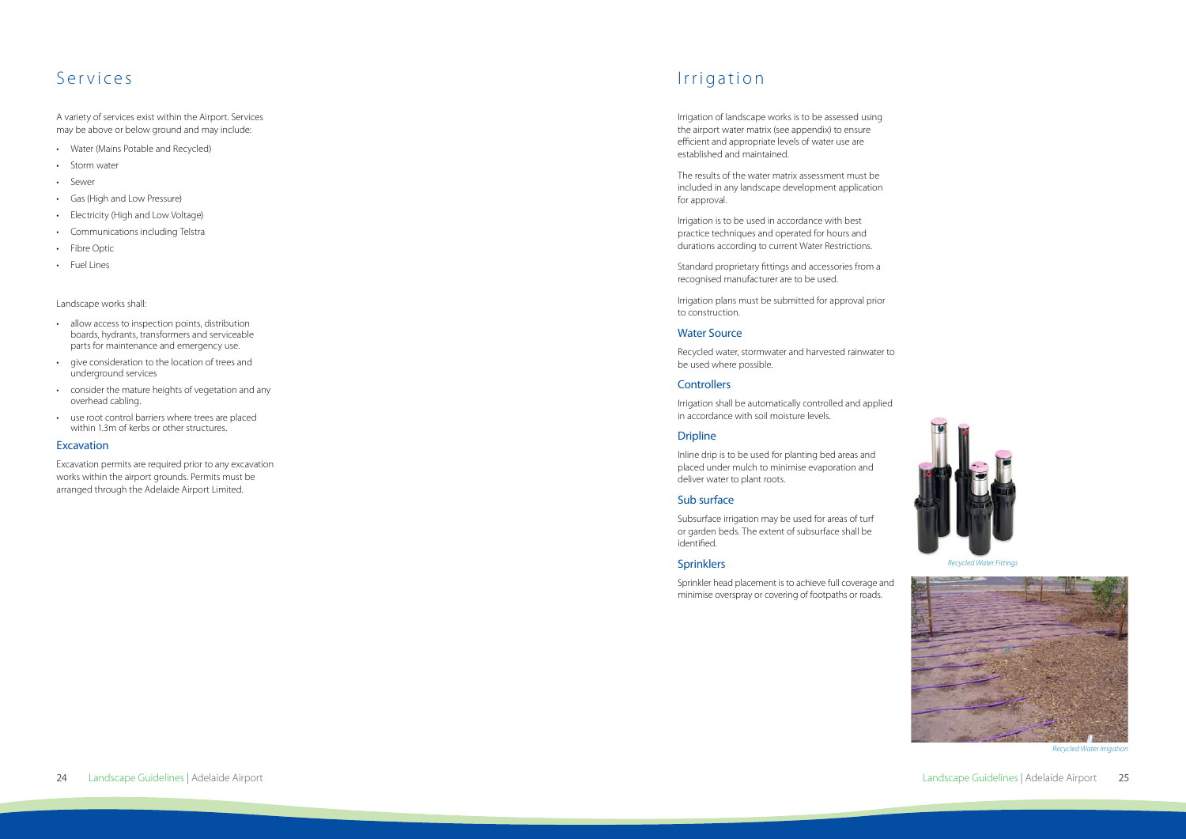# Services

A variety of services exist within the Airport. Services may be above or below ground and may include:

- Water (Mains Potable and Recycled)
- Storm water
- Sewer
- Gas (High and Low Pressure)
- Electricity (High and Low Voltage)
- Communications including Telstra
- Fibre Optic
- Fuel Lines

Landscape works shall:

- allow access to inspection points, distribution boards, hydrants, transformers and serviceable parts for maintenance and emergency use.
- give consideration to the location of trees and underground services
- consider the mature heights of vegetation and any overhead cabling.
- use root control barriers where trees are placed within 1.3m of kerbs or other structures.

## Excavation

Excavation permits are required prior to any excavation works within the airport grounds. Permits must be arranged through the Adelaide Airport Limited.

# Irrigation

Irrigation of landscape works is to be assessed using the airport water matrix (see appendix) to ensure efficient and appropriate levels of water use are established and maintained.

The results of the water matrix assessment must be included in any landscape development application for approval.

Irrigation is to be used in accordance with best practice techniques and operated for hours and durations according to current Water Restrictions.

Standard proprietary fittings and accessories from a recognised manufacturer are to be used.

Irrigation plans must be submitted for approval prior to construction.

## Water Source

Recycled water, stormwater and harvested rainwater to be used where possible.

## Controllers

Irrigation shall be automatically controlled and applied in accordance with soil moisture levels.

## Dripline

Inline drip is to be used for planting bed areas and placed under mulch to minimise evaporation and deliver water to plant roots.

## Sub surface

Subsurface irrigation may be used for areas of turf or garden beds. The extent of subsurface shall be identified.

## Sprinklers

Sprinkler head placement is to achieve full coverage and minimise overspray or covering of footpaths or roads.

*Recycled Water Fittings*

*Recycled Water Irrigation*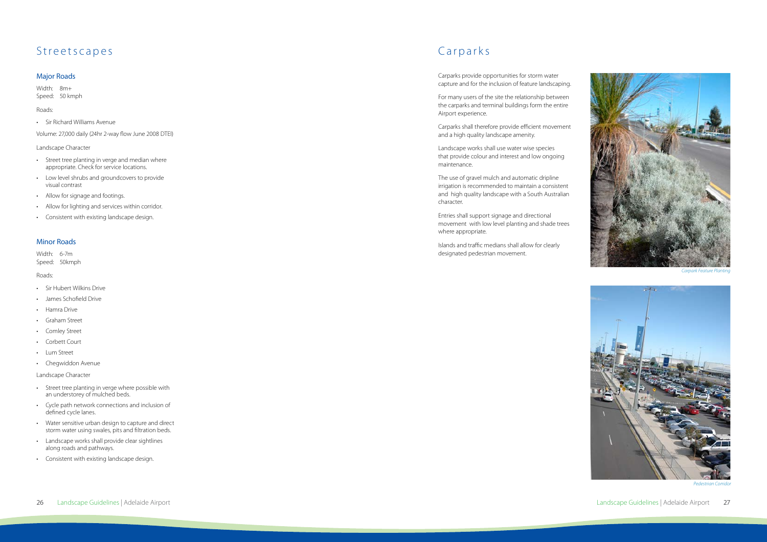# Streetscapes

## Major Roads

Width: 8m+
Speed: 50 kmph

Roads:

- Sir Richard Williams Avenue

Volume: 27,000 daily (24hr 2-way flow June 2008 DTEI)

Landscape Character

- Street tree planting in verge and median where appropriate. Check for service locations.
- Low level shrubs and groundcovers to provide visual contrast
- Allow for signage and footings.
- Allow for lighting and services within corridor.
- Consistent with existing landscape design.

## Minor Roads

Width: 6-7m
Speed: 50kmph

Roads:

- Sir Hubert Wilkins Drive
- James Schofield Drive
- Hamra Drive
- Graham Street
- Comley Street
- Corbett Court
- Lum Street
- Chegwiddon Avenue

Landscape Character

- Street tree planting in verge where possible with an understorey of mulched beds.
- Cycle path network connections and inclusion of defined cycle lanes.
- Water sensitive urban design to capture and direct storm water using swales, pits and filtration beds.
- Landscape works shall provide clear sightlines along roads and pathways.
- Consistent with existing landscape design.

# Carparks

Carparks provide opportunities for storm water capture and for the inclusion of feature landscaping.

For many users of the site the relationship between the carparks and terminal buildings form the entire Airport experience.

Carparks shall therefore provide efficient movement and a high quality landscape amenity.

Landscape works shall use water wise species that provide colour and interest and low ongoing maintenance.

The use of gravel mulch and automatic dripline irrigation is recommended to maintain a consistent and high quality landscape with a South Australian character.

Entries shall support signage and directional movement with low level planting and shade trees where appropriate.

Islands and traffic medians shall allow for clearly designated pedestrian movement.

*Carpark Feature Planting*

*Pedestrian Corridor*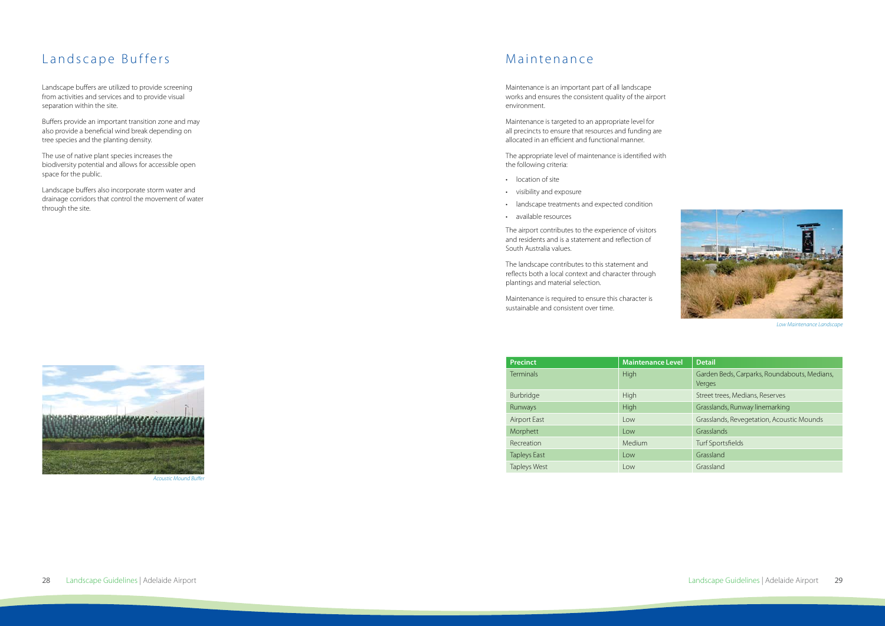# Landscape Buffers

Landscape buffers are utilized to provide screening from activities and services and to provide visual separation within the site.

Buffers provide an important transition zone and may also provide a beneficial wind break depending on tree species and the planting density.

The use of native plant species increases the biodiversity potential and allows for accessible open space for the public.

Landscape buffers also incorporate storm water and drainage corridors that control the movement of water through the site.

*Acoustic Mound Buffer*

# Maintenance

Maintenance is an important part of all landscape works and ensures the consistent quality of the airport environment.

Maintenance is targeted to an appropriate level for all precincts to ensure that resources and funding are allocated in an efficient and functional manner.

The appropriate level of maintenance is identified with the following criteria:

- location of site
- visibility and exposure
- landscape treatments and expected condition
- available resources

The airport contributes to the experience of visitors and residents and is a statement and reflection of South Australia values.

The landscape contributes to this statement and reflects both a local context and character through plantings and material selection.

Maintenance is required to ensure this character is sustainable and consistent over time.

*Low Maintenance Landscape*

| Precinct | Maintenance Level | Detail |
|---|---|---|
| Terminals | High | Garden Beds, Carparks, Roundabouts, Medians, Verges |
| Burbridge | High | Street trees, Medians, Reserves |
| Runways | High | Grasslands, Runway linemarking |
| Airport East | Low | Grasslands, Revegetation, Acoustic Mounds |
| Morphett | Low | Grasslands |
| Recreation | Medium | Turf Sportsfields |
| Tapleys East | Low | Grassland |
| Tapleys West | Low | Grassland |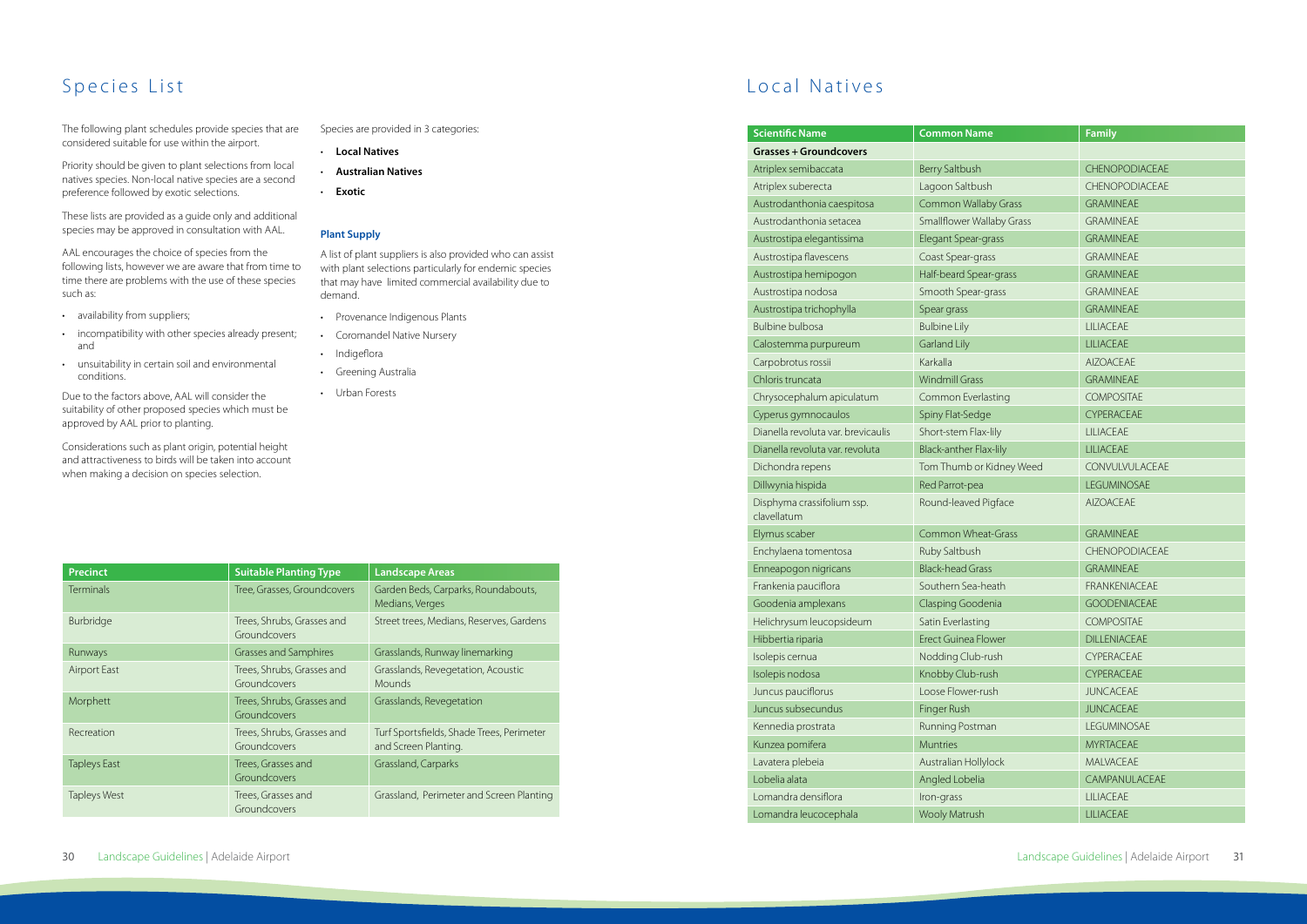# Species List

The following plant schedules provide species that are considered suitable for use within the airport.

Priority should be given to plant selections from local natives species. Non-local native species are a second preference followed by exotic selections.

These lists are provided as a guide only and additional species may be approved in consultation with AAL.

AAL encourages the choice of species from the following lists, however we are aware that from time to time there are problems with the use of these species such as:

- availability from suppliers;
- incompatibility with other species already present; and
- unsuitability in certain soil and environmental conditions.

Due to the factors above, AAL will consider the suitability of other proposed species which must be approved by AAL prior to planting.

Considerations such as plant origin, potential height and attractiveness to birds will be taken into account when making a decision on species selection.

Species are provided in 3 categories:

- **Local Natives**
- **Australian Natives**
- **Exotic**

### Plant Supply

A list of plant suppliers is also provided who can assist with plant selections particularly for endemic species that may have limited commercial availability due to demand.

- Provenance Indigenous Plants
- Coromandel Native Nursery
- Indigeflora
- Greening Australia
- Urban Forests

| Precinct | Suitable Planting Type | Landscape Areas |
|---|---|---|
| Terminals | Tree, Grasses, Groundcovers | Garden Beds, Carparks, Roundabouts, Medians, Verges |
| Burbridge | Trees, Shrubs, Grasses and Groundcovers | Street trees, Medians, Reserves, Gardens |
| Runways | Grasses and Samphires | Grasslands, Runway linemarking |
| Airport East | Trees, Shrubs, Grasses and Groundcovers | Grasslands, Revegetation, Acoustic Mounds |
| Morphett | Trees, Shrubs, Grasses and Groundcovers | Grasslands, Revegetation |
| Recreation | Trees, Shrubs, Grasses and Groundcovers | Turf Sportsfields, Shade Trees, Perimeter and Screen Planting. |
| Tapleys East | Trees, Grasses and Groundcovers | Grassland, Carparks |
| Tapleys West | Trees, Grasses and Groundcovers | Grassland, Perimeter and Screen Planting |

# Local Natives

| Scientific Name | Common Name | Family |
|---|---|---|
| **Grasses + Groundcovers** | | |
| Atriplex semibaccata | Berry Saltbush | CHENOPODIACEAE |
| Atriplex suberecta | Lagoon Saltbush | CHENOPODIACEAE |
| Austrodanthonia caespitosa | Common Wallaby Grass | GRAMINEAE |
| Austrodanthonia setacea | Smallflower Wallaby Grass | GRAMINEAE |
| Austrostipa elegantissima | Elegant Spear-grass | GRAMINEAE |
| Austrostipa flavescens | Coast Spear-grass | GRAMINEAE |
| Austrostipa hemipogon | Half-beard Spear-grass | GRAMINEAE |
| Austrostipa nodosa | Smooth Spear-grass | GRAMINEAE |
| Austrostipa trichophylla | Spear grass | GRAMINEAE |
| Bulbine bulbosa | Bulbine Lily | LILIACEAE |
| Calostemma purpureum | Garland Lily | LILIACEAE |
| Carpobrotus rossii | Karkalla | AIZOACEAE |
| Chloris truncata | Windmill Grass | GRAMINEAE |
| Chrysocephalum apiculatum | Common Everlasting | COMPOSITAE |
| Cyperus gymnocaulos | Spiny Flat-Sedge | CYPERACEAE |
| Dianella revoluta var. brevicaulis | Short-stem Flax-lily | LILIACEAE |
| Dianella revoluta var. revoluta | Black-anther Flax-lily | LILIACEAE |
| Dichondra repens | Tom Thumb or Kidney Weed | CONVULVULACEAE |
| Dillwynia hispida | Red Parrot-pea | LEGUMINOSAE |
| Disphyma crassifolium ssp. clavellatum | Round-leaved Pigface | AIZOACEAE |
| Elymus scaber | Common Wheat-Grass | GRAMINEAE |
| Enchylaena tomentosa | Ruby Saltbush | CHENOPODIACEAE |
| Enneapogon nigricans | Black-head Grass | GRAMINEAE |
| Frankenia pauciflora | Southern Sea-heath | FRANKENIACEAE |
| Goodenia amplexans | Clasping Goodenia | GOODENIACEAE |
| Helichrysum leucopsideum | Satin Everlasting | COMPOSITAE |
| Hibbertia riparia | Erect Guinea Flower | DILLENIACEAE |
| Isolepis cernua | Nodding Club-rush | CYPERACEAE |
| Isolepis nodosa | Knobby Club-rush | CYPERACEAE |
| Juncus pauciflorus | Loose Flower-rush | JUNCACEAE |
| Juncus subsecundus | Finger Rush | JUNCACEAE |
| Kennedia prostrata | Running Postman | LEGUMINOSAE |
| Kunzea pomifera | Muntries | MYRTACEAE |
| Lavatera plebeia | Australian Hollylock | MALVACEAE |
| Lobelia alata | Angled Lobelia | CAMPANULACEAE |
| Lomandra densiflora | Iron-grass | LILIACEAE |
| Lomandra leucocephala | Wooly Matrush | LILIACEAE |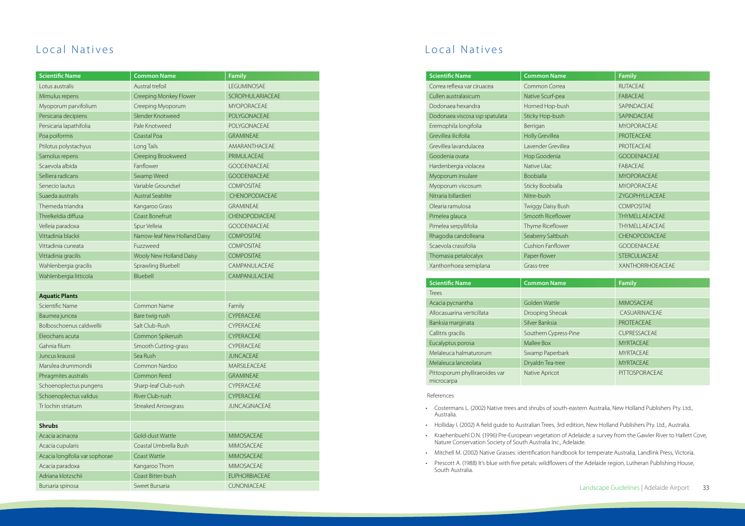## Local Natives

| Scientific Name | Common Name | Family |
|---|---|---|
| Lotus australis | Austral trefoil | LEGUMINOSAE |
| Mimulus repens | Creeping Monkey Flower | SCROPHULARIACEAE |
| Myoporum parvifolium | Creeping Myoporum | MYOPORACEAE |
| Persicaria decipiens | Slender Knotweed | POLYGONACEAE |
| Persicaria lapathifolia | Pale Knotweed | POLYGONACEAE |
| Poa poiformis | Coastal Poa | GRAMINEAE |
| Ptilotus polystachyus | Long Tails | AMARANTHACEAE |
| Samolus repens | Creeping Brookweed | PRIMULACEAE |
| Scaevola albida | Fanflower | GOODENIACEAE |
| Selliera radicans | Swamp Weed | GOODENIACEAE |
| Senecio lautus | Variable Groundsel | COMPOSITAE |
| Suaeda australis | Austral Seablite | CHENOPODIACEAE |
| Themeda triandra | Kangaroo Grass | GRAMINEAE |
| Threlkeldia diffusa | Coast Bonefruit | CHENOPODIACEAE |
| Velleia paradoxa | Spur Velleia | GOODENIACEAE |
| Vittadinia blackii | Narrow-leaf New Holland Daisy | COMPOSITAE |
| Vittadinia cuneata | Fuzzweed | COMPOSITAE |
| Vittadinia gracilis | Wooly New Holland Daisy | COMPOSITAE |
| Wahlenbergia gracilis | Sprawling Bluebell | CAMPANULACEAE |
| Wahlenbergia litticola | Bluebell | CAMPANULACEAE |
| | | |
| **Aquatic Plants** | | |
| Scientific Name | Common Name | Family |
| Baumea juncea | Bare twig-rush | CYPERACEAE |
| Bolboschoenus caldwellii | Salt Club-Rush | CYPERACEAE |
| Eleocharis acuta | Common Spikerush | CYPERACEAE |
| Gahnia filum | Smooth Cutting-grass | CYPERACEAE |
| Juncus kraussii | Sea Rush | JUNCACEAE |
| Marsilea drummondii | Common Nardoo | MARSILEACEAE |
| Phragmites australis | Common Reed | GRAMINEAE |
| Schoenoplectus pungens | Sharp-leaf Club-rush | CYPERACEAE |
| Schoenoplectus validus | River Club-rush | CYPERACEAE |
| Tr lochin striatum | Streaked Arrowgrass | JUNCAGINACEAE |
| | | |
| **Shrubs** | | |
| Acacia acinacea | Gold-dust Wattle | MIMOSACEAE |
| Acacia cupularis | Coastal Umbrella Bush | MIMOSACEAE |
| Acacia longifolia var sophorae | Coast Wattle | MIMOSACEAE |
| Acacia paradoxa | Kangaroo Thorn | MIMOSACEAE |
| Adriana klotzschii | Coast Bitter-bush | EUPHORBIACEAE |
| Bursaria spinosa | Sweet Bursaria | CUNONIACEAE |

## Local Natives

| Scientific Name | Common Name | Family |
|---|---|---|
| Correa reflexa var ciruacea | Common Correa | RUTACEAE |
| Cullen australasicum | Native Scurf-pea | FABACEAE |
| Dodonaea hexandra | Horned Hop-bush | SAPINDACEAE |
| Dodonaea viscosa ssp spatulata | Sticky Hop-bush | SAPINDACEAE |
| Eremophila longifolia | Berrigan | MYOPORACEAE |
| Grevillea ilicifolia | Holly Grevillea | PROTEACEAE |
| Grevillea lavandulacea | Lavender Grevillea | PROTEACEAE |
| Goodenia ovata | Hop Goodenia | GOODENIACEAE |
| Hardenbergia violacea | Native Lilac | FABACEAE |
| Myoporum insulare | Boobialla | MYOPORACEAE |
| Myoporum viscosum | Sticky Boobialla | MYOPORACEAE |
| Nitraria billardieri | Nitre-bush | ZYGOPHYLLACEAE |
| Olearia ramulosa | Twiggy Daisy Bush | COMPOSITAE |
| Pimelea glauca | Smooth Riceflower | THYMELLAEACEAE |
| Pimelea serpyllifolia | Thyme Riceflower | THYMELLAEACEAE |
| Rhagodia candolleana | Seaberry Saltbush | CHENOPODIACEAE |
| Scaevola crassifolia | Cushion Fanflower | GOODENIACEAE |
| Thomasia petalocalyx | Paper-flower | STERCULIACEAE |
| Xanthorrhoea semiplana | Grass-tree | XANTHORRHOEACEAE |

| Scientific Name | Common Name | Family |
|---|---|---|
| Trees | | |
| Acacia pycnantha | Golden Wattle | MIMOSACEAE |
| Allocasuarina verticillata | Drooping Sheoak | CASUARINACEAE |
| Banksia marginata | Silver Banksia | PROTEACEAE |
| Callitris gracilis | Southern Cypress-Pine | CUPRESSACEAE |
| Eucalyptus porosa | Mallee Box | MYRTACEAE |
| Melaleuca halmaturorum | Swamp Paperbark | MYRTACEAE |
| Melaleuca lanceolata | Dryaldn Tea-tree | MYRTACEAE |
| Pittosporum phylliraeoides var microcarpa | Native Apricot | PITTOSPORACEAE |

References

- Costermans L. (2002) Native trees and shrubs of south-eastern Australia, New Holland Publishers Pty. Ltd., Australia.
- Holliday I. (2002) A field guide to Australian Trees, 3rd edition, New Holland Publishers Pty. Ltd., Australia.
- Kraehenbuehl D.N. (1996) Pre-European vegetation of Adelaide: a survey from the Gawler River to Hallett Cove, Nature Conservation Society of South Australia Inc., Adelaide.
- Mitchell M. (2002) Native Grasses: identification handbook for temperate Australia, Landlink Press, Victoria.
- Prescott A. (1988) It's blue with five petals: wildflowers of the Adelaide region, Lutheran Publishing House, South Australia.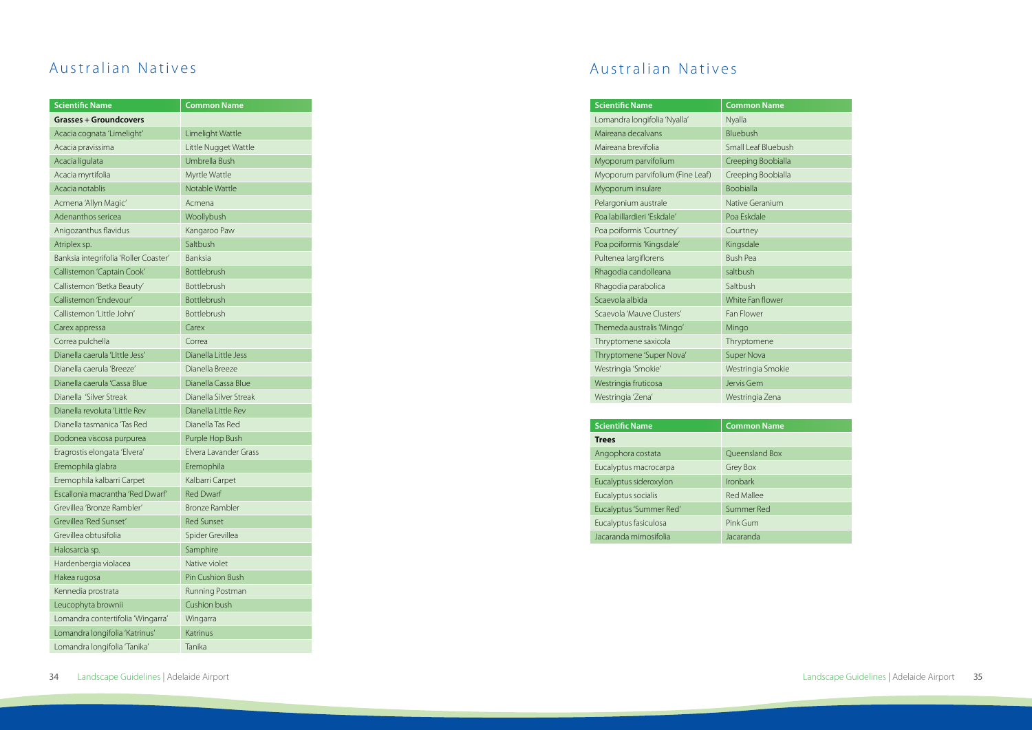## Australian Natives

| Scientific Name | Common Name |
| --- | --- |
| **Grasses + Groundcovers** | |
| Acacia cognata 'Limelight' | Limelight Wattle |
| Acacia pravissima | Little Nugget Wattle |
| Acacia ligulata | Umbrella Bush |
| Acacia myrtifolia | Myrtle Wattle |
| Acacia notablis | Notable Wattle |
| Acmena 'Allyn Magic' | Acmena |
| Adenanthos sericea | Woollybush |
| Anigozanthus flavidus | Kangaroo Paw |
| Atriplex sp. | Saltbush |
| Banksia integrifolia 'Roller Coaster' | Banksia |
| Callistemon 'Captain Cook' | Bottlebrush |
| Callistemon 'Betka Beauty' | Bottlebrush |
| Callistemon 'Endevour' | Bottlebrush |
| Callistemon 'Little John' | Bottlebrush |
| Carex appressa | Carex |
| Correa pulchella | Correa |
| Dianella caerula 'LIttle Jess' | Dianella Little Jess |
| Dianella caerula 'Breeze' | Dianella Breeze |
| Dianella caerula 'Cassa Blue | Dianella Cassa Blue |
| Dianella 'Silver Streak | Dianella Silver Streak |
| Dianella revoluta 'Little Rev | Dianella Little Rev |
| Dianella tasmanica 'Tas Red | Dianella Tas Red |
| Dodonea viscosa purpurea | Purple Hop Bush |
| Eragrostis elongata 'Elvera' | Elvera Lavander Grass |
| Eremophila glabra | Eremophila |
| Eremophila kalbarri Carpet | Kalbarri Carpet |
| Escallonia macrantha 'Red Dwarf' | Red Dwarf |
| Grevillea 'Bronze Rambler' | Bronze Rambler |
| Grevillea 'Red Sunset' | Red Sunset |
| Grevillea obtusifolia | Spider Grevillea |
| Halosarcia sp. | Samphire |
| Hardenbergia violacea | Native violet |
| Hakea rugosa | Pin Cushion Bush |
| Kennedia prostrata | Running Postman |
| Leucophyta brownii | Cushion bush |
| Lomandra contertifolia 'Wingarra' | Wingarra |
| Lomandra longifolia 'Katrinus' | Katrinus |
| Lomandra longifolia 'Tanika' | Tanika |

## Australian Natives

| Scientific Name | Common Name |
| --- | --- |
| Lomandra longifolia 'Nyalla' | Nyalla |
| Maireana decalvans | Bluebush |
| Maireana brevifolia | Small Leaf Bluebush |
| Myoporum parvifolium | Creeping Boobialla |
| Myoporum parvifolium (Fine Leaf) | Creeping Boobialla |
| Myoporum insulare | Boobialla |
| Pelargonium australe | Native Geranium |
| Poa labillardieri 'Eskdale' | Poa Eskdale |
| Poa poiformis 'Courtney' | Courtney |
| Poa poiformis 'Kingsdale' | Kingsdale |
| Pultenea largiflorens | Bush Pea |
| Rhagodia candolleana | saltbush |
| Rhagodia parabolica | Saltbush |
| Scaevola albida | White Fan flower |
| Scaevola 'Mauve Clusters' | Fan Flower |
| Themeda australis 'Mingo' | Mingo |
| Thryptomene saxicola | Thryptomene |
| Thryptomene 'Super Nova' | Super Nova |
| Westringia 'Smokie' | Westringia Smokie |
| Westringia fruticosa | Jervis Gem |
| Westringia 'Zena' | Westringia Zena |

| Scientific Name | Common Name |
| --- | --- |
| **Trees** | |
| Angophora costata | Queensland Box |
| Eucalyptus macrocarpa | Grey Box |
| Eucalyptus sideroxylon | Ironbark |
| Eucalyptus socialis | Red Mallee |
| Eucalyptus 'Summer Red' | Summer Red |
| Eucalyptus fasiculosa | Pink Gum |
| Jacaranda mimosifolia | Jacaranda |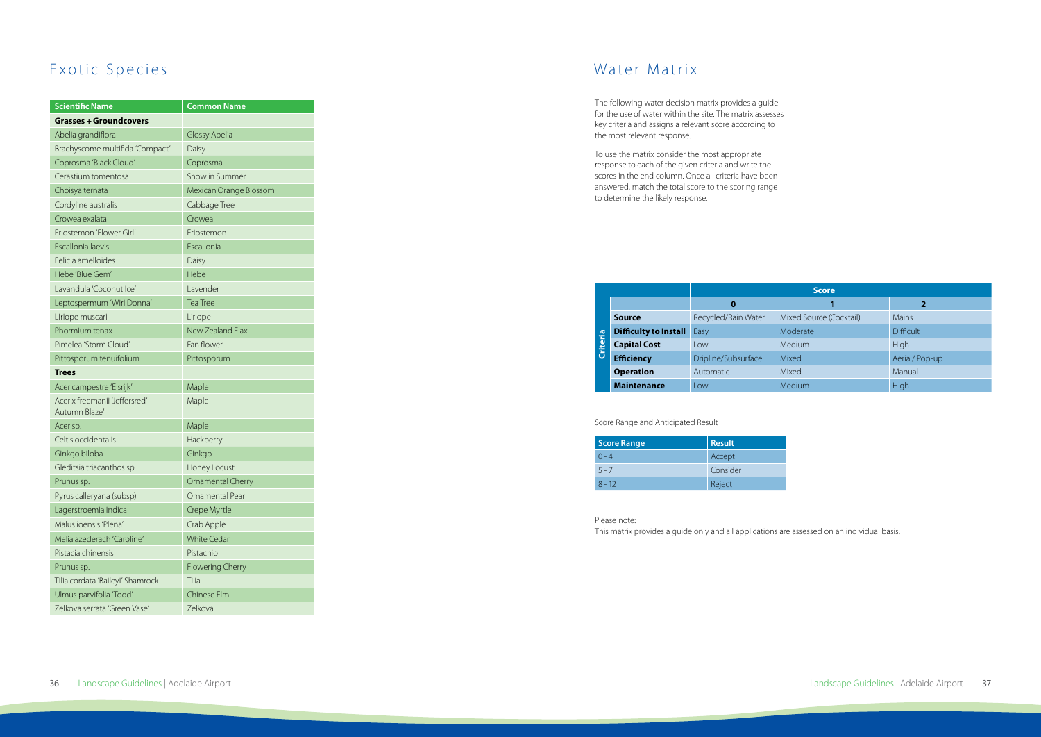# Exotic Species

| Scientific Name | Common Name |
|---|---|
| **Grasses + Groundcovers** | |
| Abelia grandiflora | Glossy Abelia |
| Brachyscome multifida 'Compact' | Daisy |
| Coprosma 'Black Cloud' | Coprosma |
| Cerastium tomentosa | Snow in Summer |
| Choisya ternata | Mexican Orange Blossom |
| Cordyline australis | Cabbage Tree |
| Crowea exalata | Crowea |
| Eriostemon 'Flower Girl' | Eriostemon |
| Escallonia laevis | Escallonia |
| Felicia amelloides | Daisy |
| Hebe 'Blue Gem' | Hebe |
| Lavandula 'Coconut Ice' | Lavender |
| Leptospermum 'Wiri Donna' | Tea Tree |
| Liriope muscari | Liriope |
| Phormium tenax | New Zealand Flax |
| Pimelea 'Storm Cloud' | Fan flower |
| Pittosporum tenuifolium | Pittosporum |
| **Trees** | |
| Acer campestre 'Elsrijk' | Maple |
| Acer x freemanii 'Jeffersred' Autumn Blaze' | Maple |
| Acer sp. | Maple |
| Celtis occidentalis | Hackberry |
| Ginkgo biloba | Ginkgo |
| Gleditsia triacanthos sp. | Honey Locust |
| Prunus sp. | Ornamental Cherry |
| Pyrus calleryana (subsp) | Ornamental Pear |
| Lagerstroemia indica | Crepe Myrtle |
| Malus ioensis 'Plena' | Crab Apple |
| Melia azederach 'Caroline' | White Cedar |
| Pistacia chinensis | Pistachio |
| Prunus sp. | Flowering Cherry |
| Tilia cordata 'Baileyi' Shamrock | Tilia |
| Ulmus parvifolia 'Todd' | Chinese Elm |
| Zelkova serrata 'Green Vase' | Zelkova |

# Water Matrix

The following water decision matrix provides a guide for the use of water within the site. The matrix assesses key criteria and assigns a relevant score according to the most relevant response.

To use the matrix consider the most appropriate response to each of the given criteria and write the scores in the end column. Once all criteria have been answered, match the total score to the scoring range to determine the likely response.

| | | Score | | | |
|---|---|---|---|---|---|
| | | **0** | **1** | **2** | |
| Criteria | **Source** | Recycled/Rain Water | Mixed Source (Cocktail) | Mains | |
| | **Difficulty to Install** | Easy | Moderate | Difficult | |
| | **Capital Cost** | Low | Medium | High | |
| | **Efficiency** | Dripline/Subsurface | Mixed | Aerial/ Pop-up | |
| | **Operation** | Automatic | Mixed | Manual | |
| | **Maintenance** | Low | Medium | High | |

Score Range and Anticipated Result

| Score Range | Result |
|---|---|
| 0 - 4 | Accept |
| 5 - 7 | Consider |
| 8 - 12 | Reject |

Please note:
This matrix provides a guide only and all applications are assessed on an individual basis.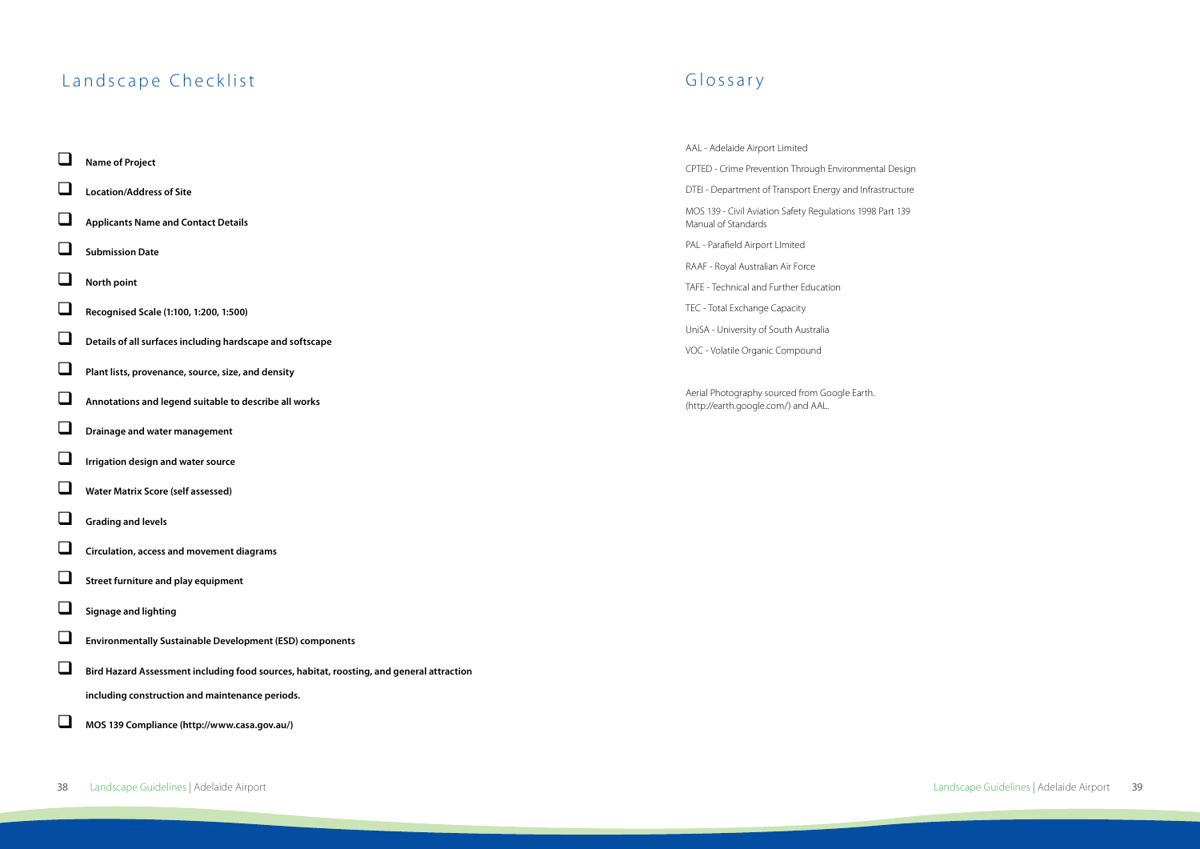# Landscape Checklist

- ❑ **Name of Project**
- ❑ **Location/Address of Site**
- ❑ **Applicants Name and Contact Details**
- ❑ **Submission Date**
- ❑ **North point**
- ❑ **Recognised Scale (1:100, 1:200, 1:500)**
- ❑ **Details of all surfaces including hardscape and softscape**
- ❑ **Plant lists, provenance, source, size, and density**
- ❑ **Annotations and legend suitable to describe all works**
- ❑ **Drainage and water management**
- ❑ **Irrigation design and water source**
- ❑ **Water Matrix Score (self assessed)**
- ❑ **Grading and levels**
- ❑ **Circulation, access and movement diagrams**
- ❑ **Street furniture and play equipment**
- ❑ **Signage and lighting**
- ❑ **Environmentally Sustainable Development (ESD) components**
- ❑ **Bird Hazard Assessment including food sources, habitat, roosting, and general attraction including construction and maintenance periods.**
- ❑ **MOS 139 Compliance (http://www.casa.gov.au/)**

# Glossary

AAL - Adelaide Airport Limited

CPTED - Crime Prevention Through Environmental Design

DTEI - Department of Transport Energy and Infrastructure

MOS 139 - Civil Aviation Safety Regulations 1998 Part 139 Manual of Standards

PAL - Parafield Airport LImited

RAAF - Royal Australian Air Force

TAFE - Technical and Further Education

TEC - Total Exchange Capacity

UniSA - University of South Australia

VOC - Volatile Organic Compound

Aerial Photography sourced from Google Earth. (http://earth.google.com/) and AAL.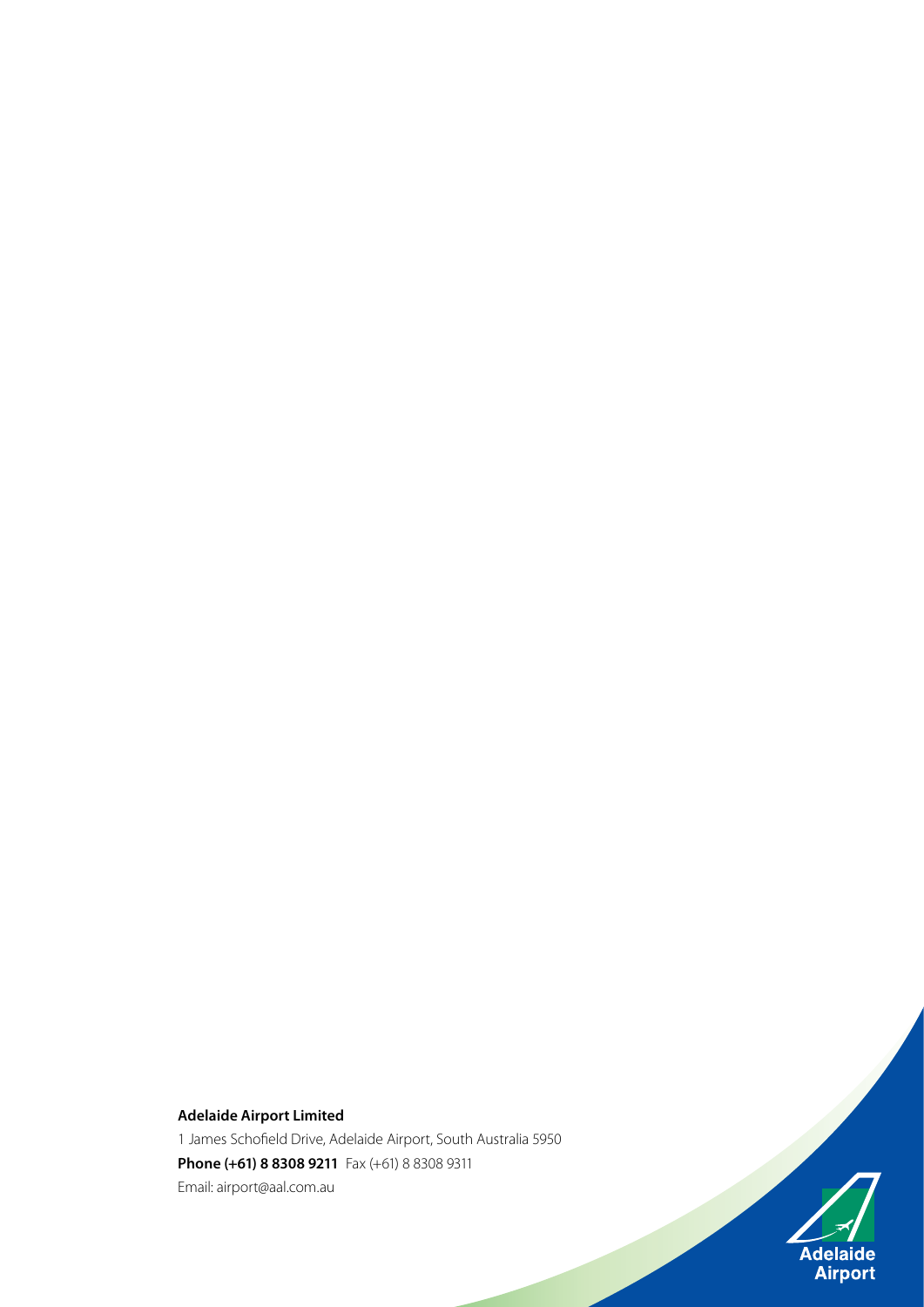**Adelaide Airport Limited**

1 James Schofield Drive, Adelaide Airport, South Australia 5950

**Phone (+61) 8 8308 9211** Fax (+61) 8 8308 9311

Email: airport@aal.com.au

Adelaide Airport